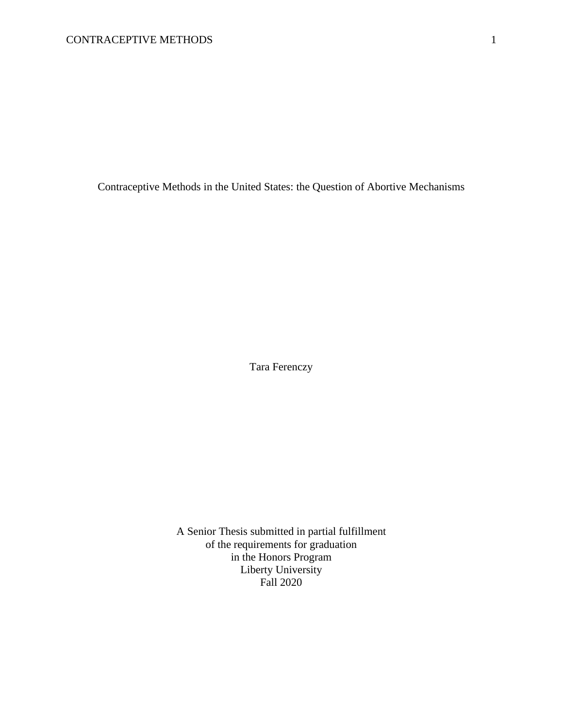# Contraceptive Methods in the United States: the Question of Abortive Mechanisms

Tara Ferenczy

A Senior Thesis submitted in partial fulfillment
of the requirements for graduation
in the Honors Program
Liberty University
Fall 2020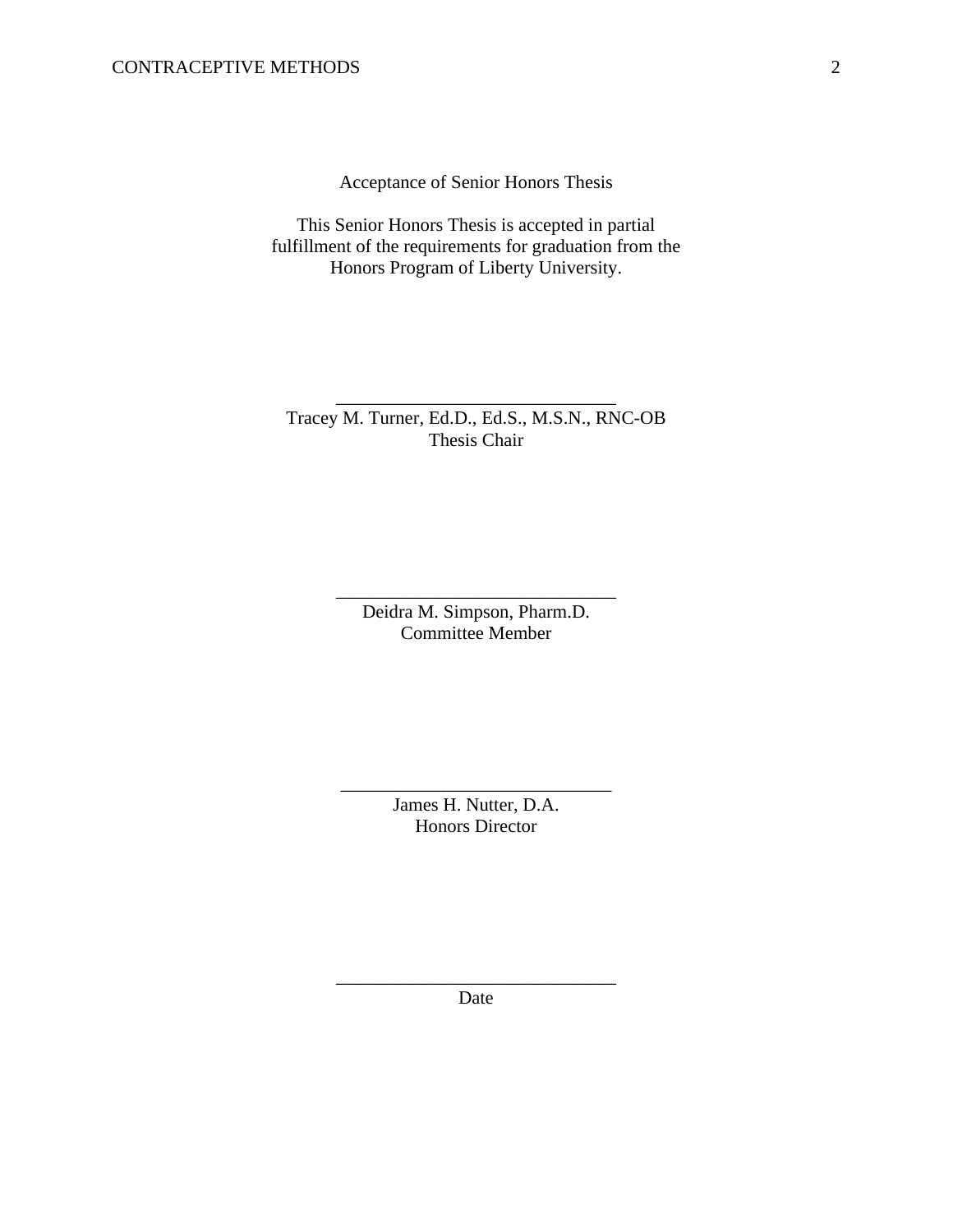Acceptance of Senior Honors Thesis

This Senior Honors Thesis is accepted in partial fulfillment of the requirements for graduation from the Honors Program of Liberty University.

______________________________
Tracey M. Turner, Ed.D., Ed.S., M.S.N., RNC-OB
Thesis Chair

______________________________
Deidra M. Simpson, Pharm.D.
Committee Member

______________________________
James H. Nutter, D.A.
Honors Director

______________________________
Date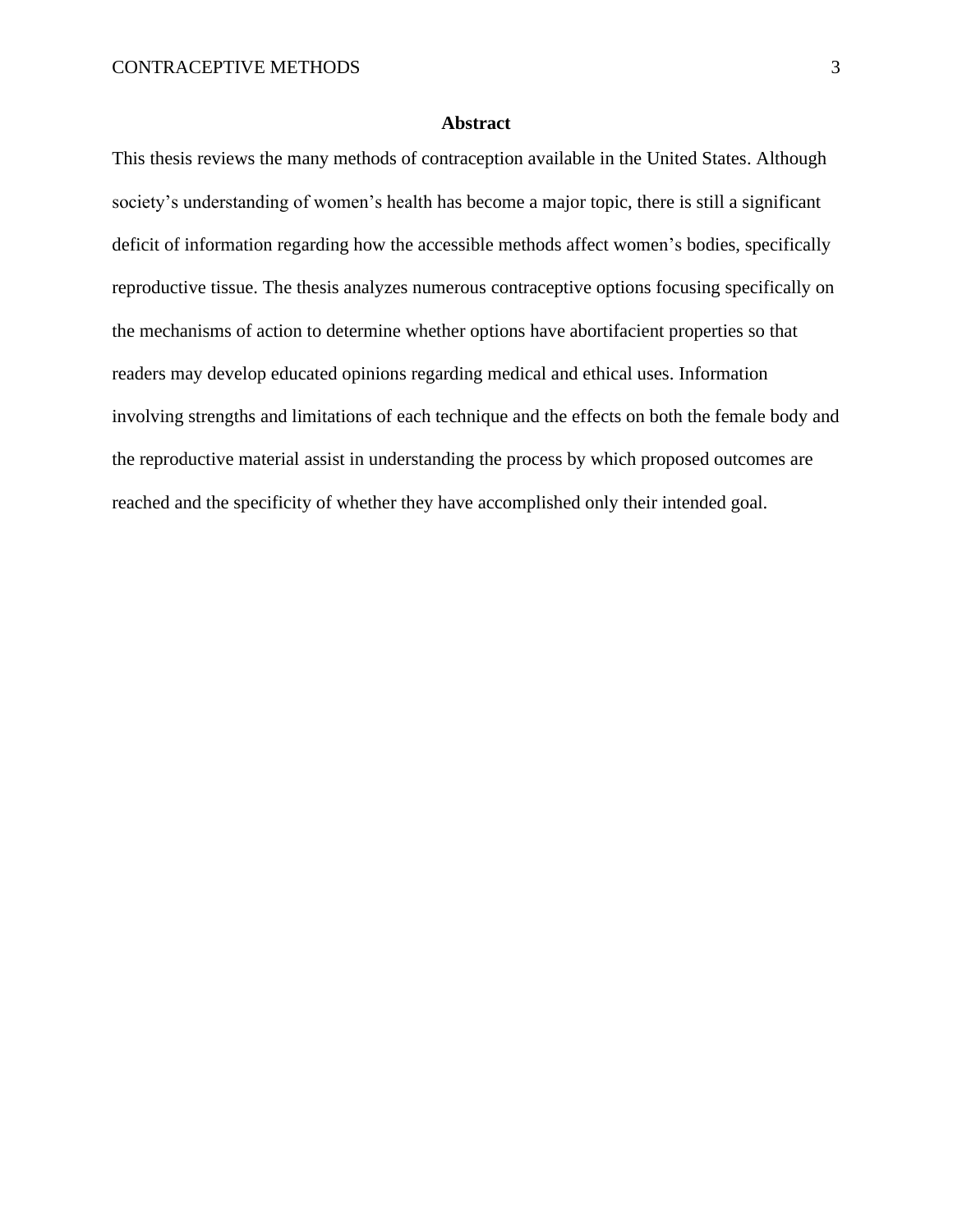# Abstract

This thesis reviews the many methods of contraception available in the United States. Although society's understanding of women's health has become a major topic, there is still a significant deficit of information regarding how the accessible methods affect women's bodies, specifically reproductive tissue. The thesis analyzes numerous contraceptive options focusing specifically on the mechanisms of action to determine whether options have abortifacient properties so that readers may develop educated opinions regarding medical and ethical uses. Information involving strengths and limitations of each technique and the effects on both the female body and the reproductive material assist in understanding the process by which proposed outcomes are reached and the specificity of whether they have accomplished only their intended goal.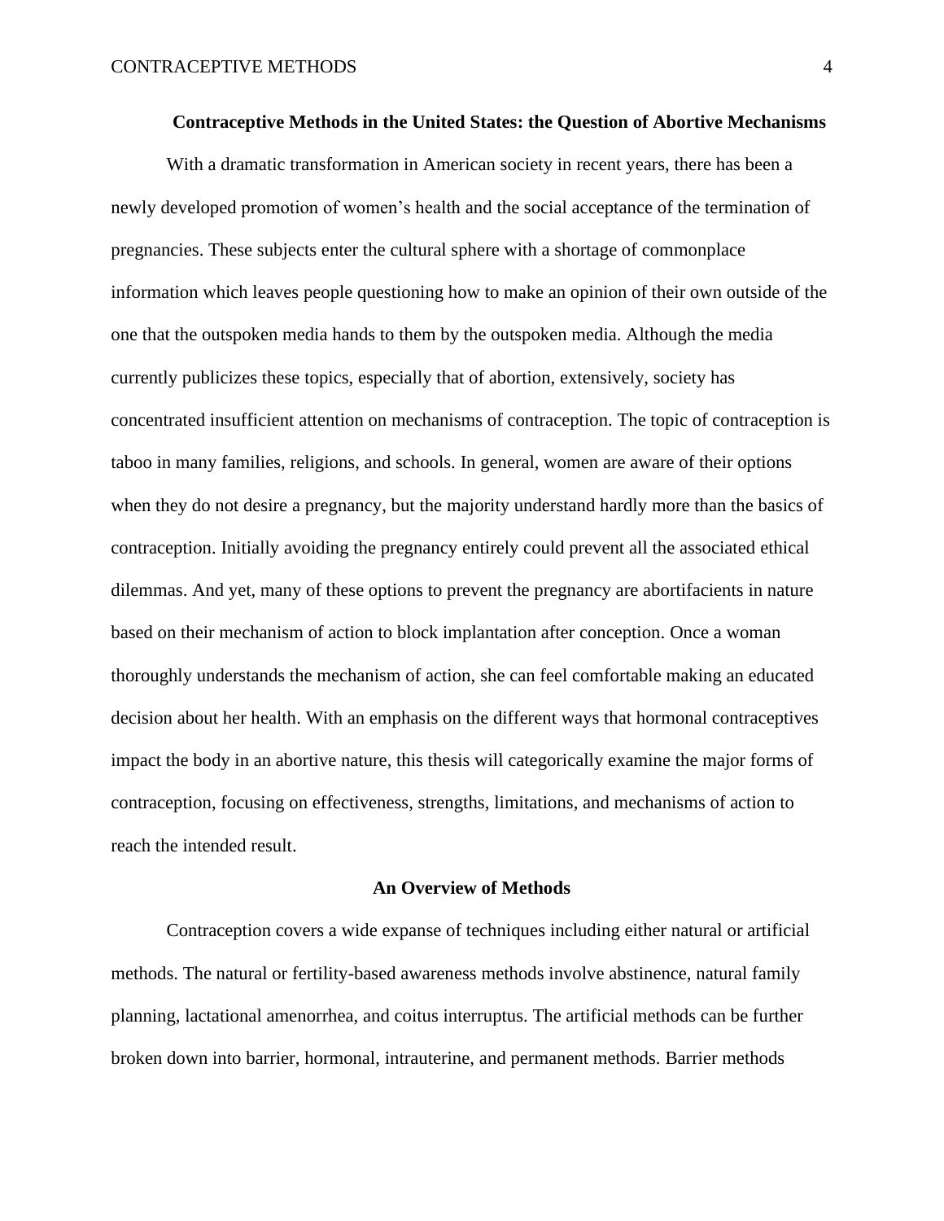## Contraceptive Methods in the United States: the Question of Abortive Mechanisms

With a dramatic transformation in American society in recent years, there has been a newly developed promotion of women's health and the social acceptance of the termination of pregnancies. These subjects enter the cultural sphere with a shortage of commonplace information which leaves people questioning how to make an opinion of their own outside of the one that the outspoken media hands to them by the outspoken media. Although the media currently publicizes these topics, especially that of abortion, extensively, society has concentrated insufficient attention on mechanisms of contraception. The topic of contraception is taboo in many families, religions, and schools. In general, women are aware of their options when they do not desire a pregnancy, but the majority understand hardly more than the basics of contraception. Initially avoiding the pregnancy entirely could prevent all the associated ethical dilemmas. And yet, many of these options to prevent the pregnancy are abortifacients in nature based on their mechanism of action to block implantation after conception. Once a woman thoroughly understands the mechanism of action, she can feel comfortable making an educated decision about her health. With an emphasis on the different ways that hormonal contraceptives impact the body in an abortive nature, this thesis will categorically examine the major forms of contraception, focusing on effectiveness, strengths, limitations, and mechanisms of action to reach the intended result.

### An Overview of Methods

Contraception covers a wide expanse of techniques including either natural or artificial methods. The natural or fertility-based awareness methods involve abstinence, natural family planning, lactational amenorrhea, and coitus interruptus. The artificial methods can be further broken down into barrier, hormonal, intrauterine, and permanent methods. Barrier methods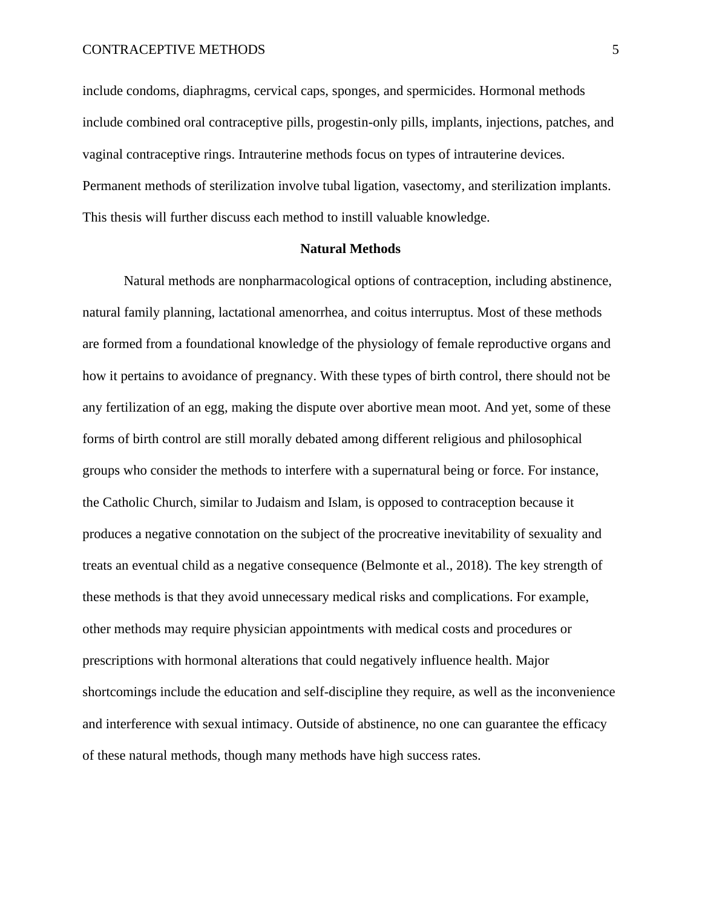include condoms, diaphragms, cervical caps, sponges, and spermicides. Hormonal methods include combined oral contraceptive pills, progestin-only pills, implants, injections, patches, and vaginal contraceptive rings. Intrauterine methods focus on types of intrauterine devices. Permanent methods of sterilization involve tubal ligation, vasectomy, and sterilization implants. This thesis will further discuss each method to instill valuable knowledge.

## Natural Methods

Natural methods are nonpharmacological options of contraception, including abstinence, natural family planning, lactational amenorrhea, and coitus interruptus. Most of these methods are formed from a foundational knowledge of the physiology of female reproductive organs and how it pertains to avoidance of pregnancy. With these types of birth control, there should not be any fertilization of an egg, making the dispute over abortive mean moot. And yet, some of these forms of birth control are still morally debated among different religious and philosophical groups who consider the methods to interfere with a supernatural being or force. For instance, the Catholic Church, similar to Judaism and Islam, is opposed to contraception because it produces a negative connotation on the subject of the procreative inevitability of sexuality and treats an eventual child as a negative consequence (Belmonte et al., 2018). The key strength of these methods is that they avoid unnecessary medical risks and complications. For example, other methods may require physician appointments with medical costs and procedures or prescriptions with hormonal alterations that could negatively influence health. Major shortcomings include the education and self-discipline they require, as well as the inconvenience and interference with sexual intimacy. Outside of abstinence, no one can guarantee the efficacy of these natural methods, though many methods have high success rates.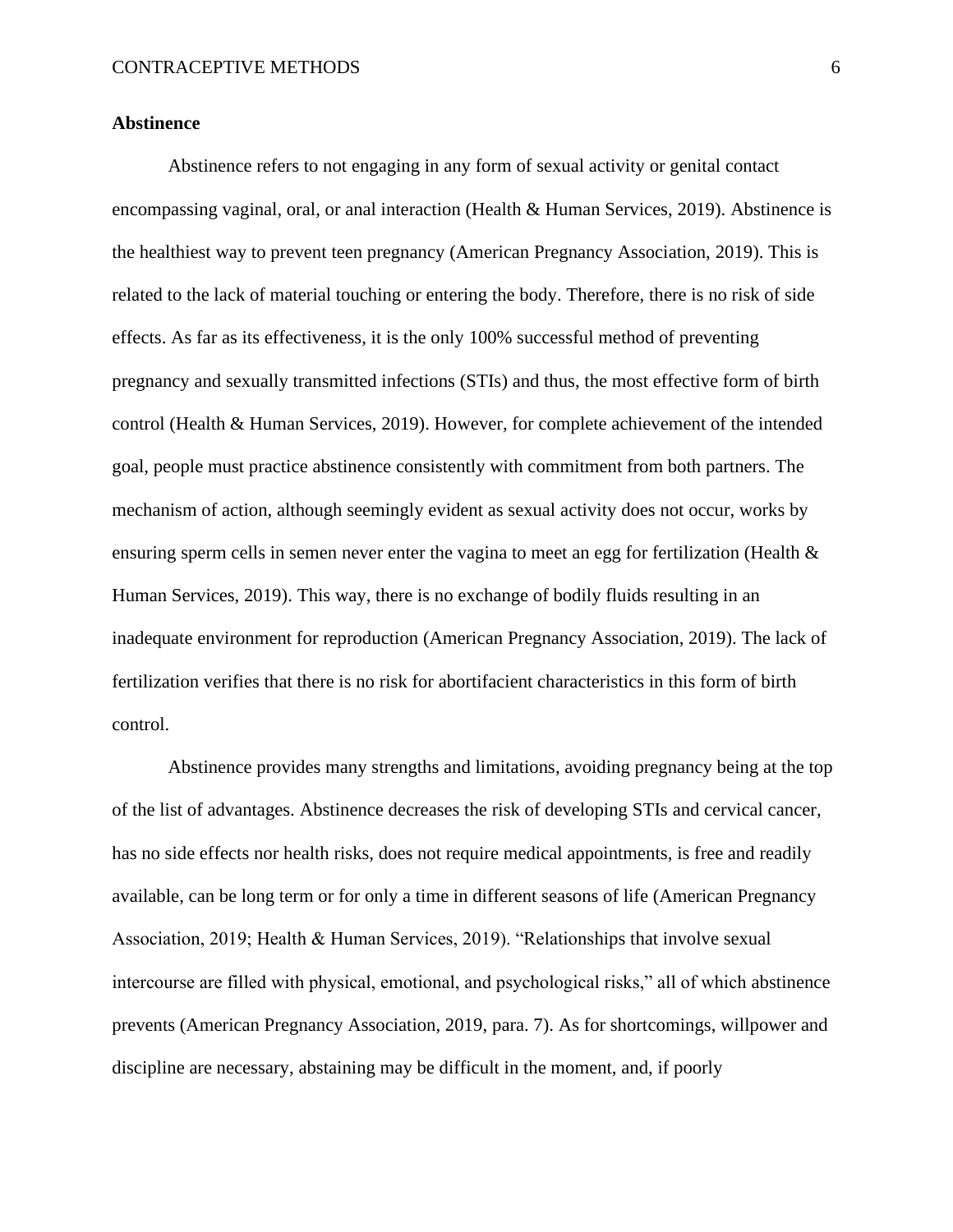**Abstinence**

Abstinence refers to not engaging in any form of sexual activity or genital contact encompassing vaginal, oral, or anal interaction (Health & Human Services, 2019). Abstinence is the healthiest way to prevent teen pregnancy (American Pregnancy Association, 2019). This is related to the lack of material touching or entering the body. Therefore, there is no risk of side effects. As far as its effectiveness, it is the only 100% successful method of preventing pregnancy and sexually transmitted infections (STIs) and thus, the most effective form of birth control (Health & Human Services, 2019). However, for complete achievement of the intended goal, people must practice abstinence consistently with commitment from both partners. The mechanism of action, although seemingly evident as sexual activity does not occur, works by ensuring sperm cells in semen never enter the vagina to meet an egg for fertilization (Health & Human Services, 2019). This way, there is no exchange of bodily fluids resulting in an inadequate environment for reproduction (American Pregnancy Association, 2019). The lack of fertilization verifies that there is no risk for abortifacient characteristics in this form of birth control.

Abstinence provides many strengths and limitations, avoiding pregnancy being at the top of the list of advantages. Abstinence decreases the risk of developing STIs and cervical cancer, has no side effects nor health risks, does not require medical appointments, is free and readily available, can be long term or for only a time in different seasons of life (American Pregnancy Association, 2019; Health & Human Services, 2019). "Relationships that involve sexual intercourse are filled with physical, emotional, and psychological risks," all of which abstinence prevents (American Pregnancy Association, 2019, para. 7). As for shortcomings, willpower and discipline are necessary, abstaining may be difficult in the moment, and, if poorly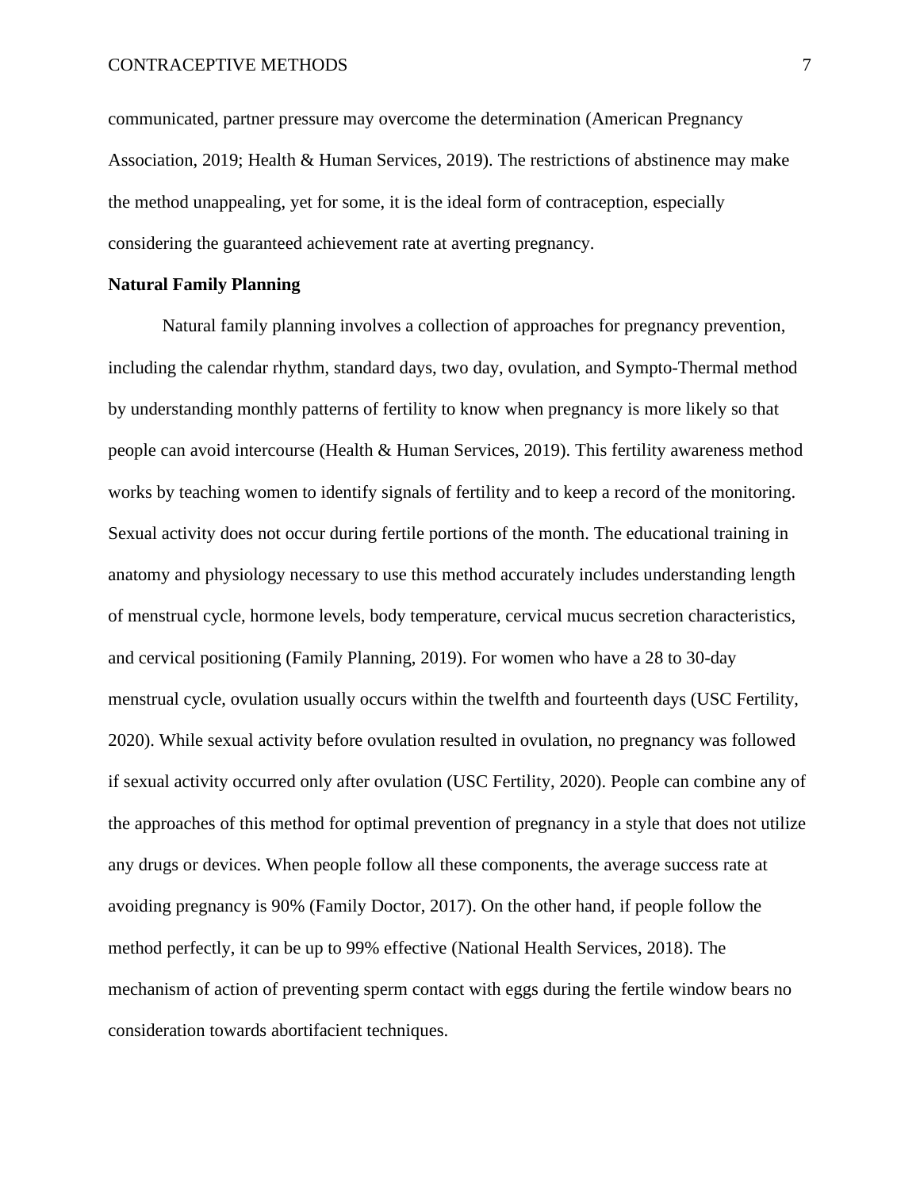communicated, partner pressure may overcome the determination (American Pregnancy Association, 2019; Health & Human Services, 2019). The restrictions of abstinence may make the method unappealing, yet for some, it is the ideal form of contraception, especially considering the guaranteed achievement rate at averting pregnancy.

**Natural Family Planning**

Natural family planning involves a collection of approaches for pregnancy prevention, including the calendar rhythm, standard days, two day, ovulation, and Sympto-Thermal method by understanding monthly patterns of fertility to know when pregnancy is more likely so that people can avoid intercourse (Health & Human Services, 2019). This fertility awareness method works by teaching women to identify signals of fertility and to keep a record of the monitoring. Sexual activity does not occur during fertile portions of the month. The educational training in anatomy and physiology necessary to use this method accurately includes understanding length of menstrual cycle, hormone levels, body temperature, cervical mucus secretion characteristics, and cervical positioning (Family Planning, 2019). For women who have a 28 to 30-day menstrual cycle, ovulation usually occurs within the twelfth and fourteenth days (USC Fertility, 2020). While sexual activity before ovulation resulted in ovulation, no pregnancy was followed if sexual activity occurred only after ovulation (USC Fertility, 2020). People can combine any of the approaches of this method for optimal prevention of pregnancy in a style that does not utilize any drugs or devices. When people follow all these components, the average success rate at avoiding pregnancy is 90% (Family Doctor, 2017). On the other hand, if people follow the method perfectly, it can be up to 99% effective (National Health Services, 2018). The mechanism of action of preventing sperm contact with eggs during the fertile window bears no consideration towards abortifacient techniques.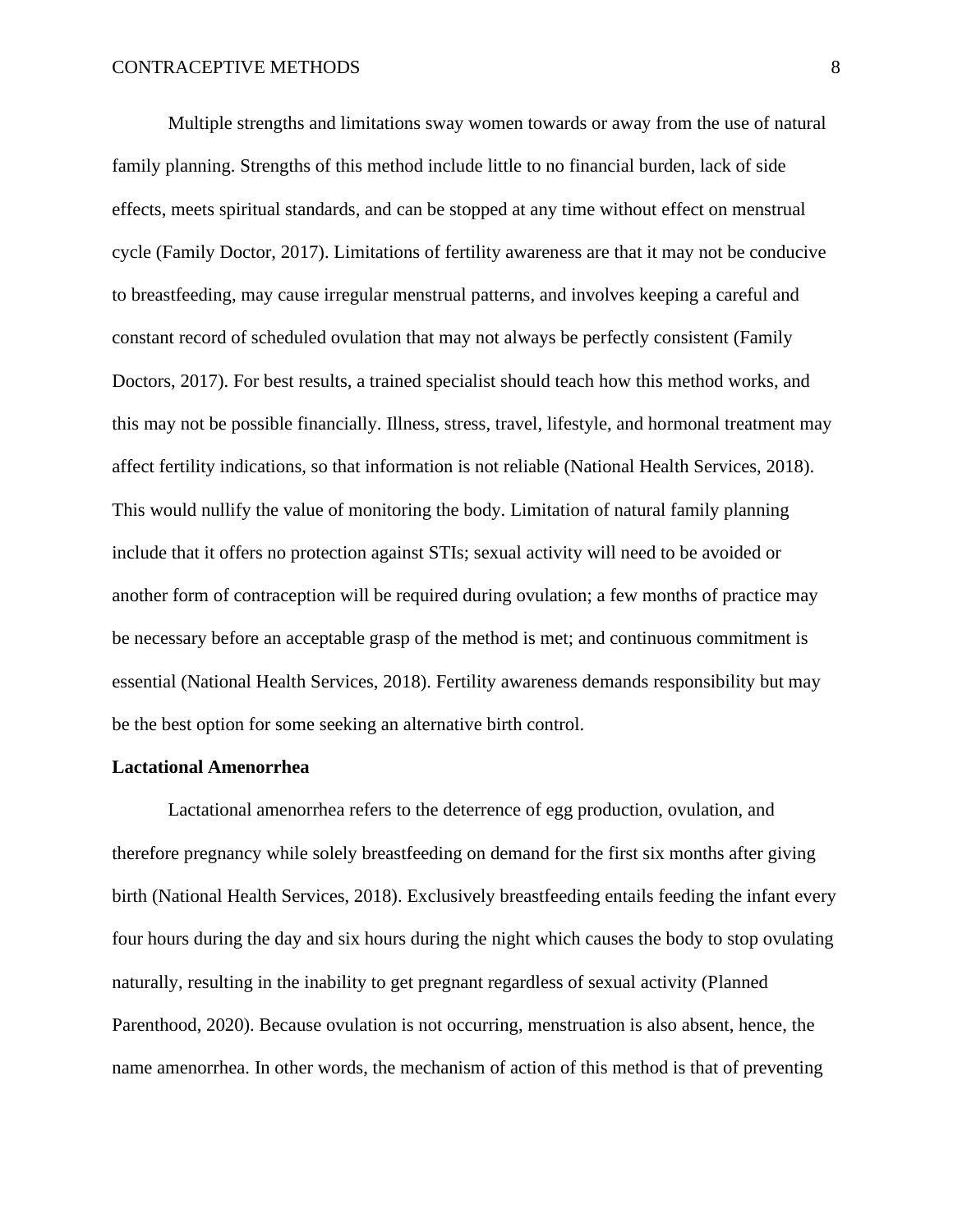Multiple strengths and limitations sway women towards or away from the use of natural family planning. Strengths of this method include little to no financial burden, lack of side effects, meets spiritual standards, and can be stopped at any time without effect on menstrual cycle (Family Doctor, 2017). Limitations of fertility awareness are that it may not be conducive to breastfeeding, may cause irregular menstrual patterns, and involves keeping a careful and constant record of scheduled ovulation that may not always be perfectly consistent (Family Doctors, 2017). For best results, a trained specialist should teach how this method works, and this may not be possible financially. Illness, stress, travel, lifestyle, and hormonal treatment may affect fertility indications, so that information is not reliable (National Health Services, 2018). This would nullify the value of monitoring the body. Limitation of natural family planning include that it offers no protection against STIs; sexual activity will need to be avoided or another form of contraception will be required during ovulation; a few months of practice may be necessary before an acceptable grasp of the method is met; and continuous commitment is essential (National Health Services, 2018). Fertility awareness demands responsibility but may be the best option for some seeking an alternative birth control.

**Lactational Amenorrhea**

Lactational amenorrhea refers to the deterrence of egg production, ovulation, and therefore pregnancy while solely breastfeeding on demand for the first six months after giving birth (National Health Services, 2018). Exclusively breastfeeding entails feeding the infant every four hours during the day and six hours during the night which causes the body to stop ovulating naturally, resulting in the inability to get pregnant regardless of sexual activity (Planned Parenthood, 2020). Because ovulation is not occurring, menstruation is also absent, hence, the name amenorrhea. In other words, the mechanism of action of this method is that of preventing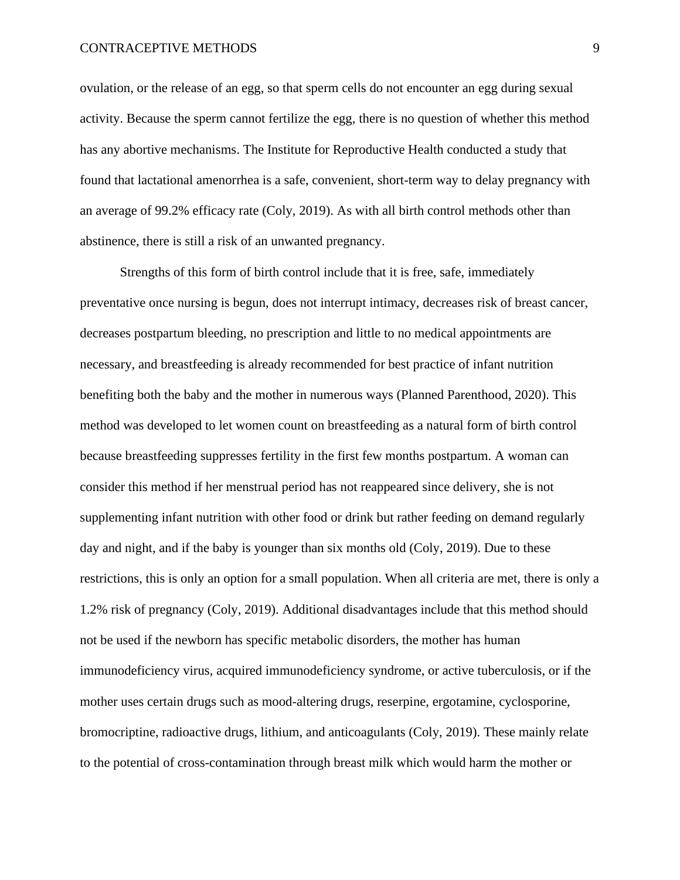ovulation, or the release of an egg, so that sperm cells do not encounter an egg during sexual activity. Because the sperm cannot fertilize the egg, there is no question of whether this method has any abortive mechanisms. The Institute for Reproductive Health conducted a study that found that lactational amenorrhea is a safe, convenient, short-term way to delay pregnancy with an average of 99.2% efficacy rate (Coly, 2019). As with all birth control methods other than abstinence, there is still a risk of an unwanted pregnancy.

Strengths of this form of birth control include that it is free, safe, immediately preventative once nursing is begun, does not interrupt intimacy, decreases risk of breast cancer, decreases postpartum bleeding, no prescription and little to no medical appointments are necessary, and breastfeeding is already recommended for best practice of infant nutrition benefiting both the baby and the mother in numerous ways (Planned Parenthood, 2020). This method was developed to let women count on breastfeeding as a natural form of birth control because breastfeeding suppresses fertility in the first few months postpartum. A woman can consider this method if her menstrual period has not reappeared since delivery, she is not supplementing infant nutrition with other food or drink but rather feeding on demand regularly day and night, and if the baby is younger than six months old (Coly, 2019). Due to these restrictions, this is only an option for a small population. When all criteria are met, there is only a 1.2% risk of pregnancy (Coly, 2019). Additional disadvantages include that this method should not be used if the newborn has specific metabolic disorders, the mother has human immunodeficiency virus, acquired immunodeficiency syndrome, or active tuberculosis, or if the mother uses certain drugs such as mood-altering drugs, reserpine, ergotamine, cyclosporine, bromocriptine, radioactive drugs, lithium, and anticoagulants (Coly, 2019). These mainly relate to the potential of cross-contamination through breast milk which would harm the mother or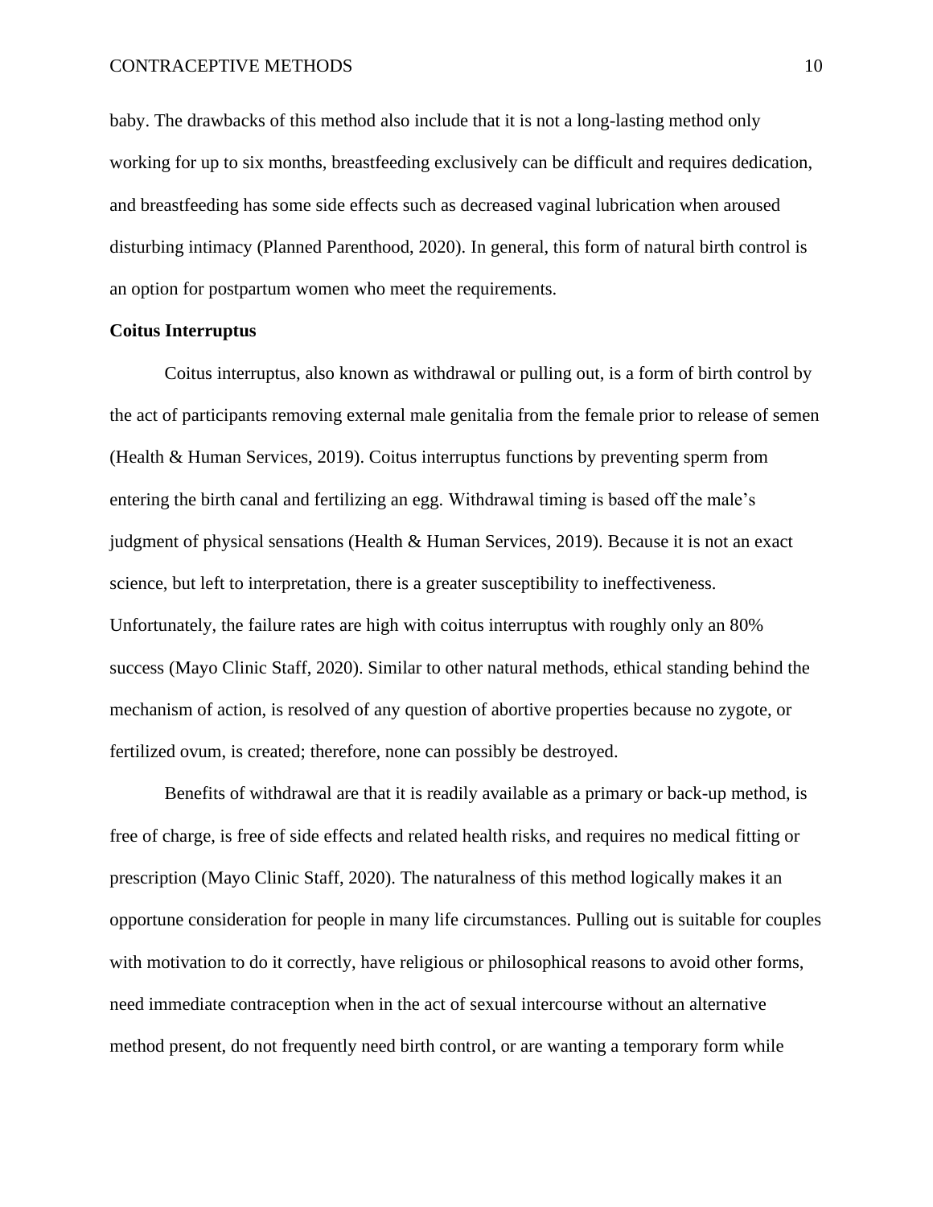baby. The drawbacks of this method also include that it is not a long-lasting method only working for up to six months, breastfeeding exclusively can be difficult and requires dedication, and breastfeeding has some side effects such as decreased vaginal lubrication when aroused disturbing intimacy (Planned Parenthood, 2020). In general, this form of natural birth control is an option for postpartum women who meet the requirements.

**Coitus Interruptus**

Coitus interruptus, also known as withdrawal or pulling out, is a form of birth control by the act of participants removing external male genitalia from the female prior to release of semen (Health & Human Services, 2019). Coitus interruptus functions by preventing sperm from entering the birth canal and fertilizing an egg. Withdrawal timing is based off the male's judgment of physical sensations (Health & Human Services, 2019). Because it is not an exact science, but left to interpretation, there is a greater susceptibility to ineffectiveness. Unfortunately, the failure rates are high with coitus interruptus with roughly only an 80% success (Mayo Clinic Staff, 2020). Similar to other natural methods, ethical standing behind the mechanism of action, is resolved of any question of abortive properties because no zygote, or fertilized ovum, is created; therefore, none can possibly be destroyed.

Benefits of withdrawal are that it is readily available as a primary or back-up method, is free of charge, is free of side effects and related health risks, and requires no medical fitting or prescription (Mayo Clinic Staff, 2020). The naturalness of this method logically makes it an opportune consideration for people in many life circumstances. Pulling out is suitable for couples with motivation to do it correctly, have religious or philosophical reasons to avoid other forms, need immediate contraception when in the act of sexual intercourse without an alternative method present, do not frequently need birth control, or are wanting a temporary form while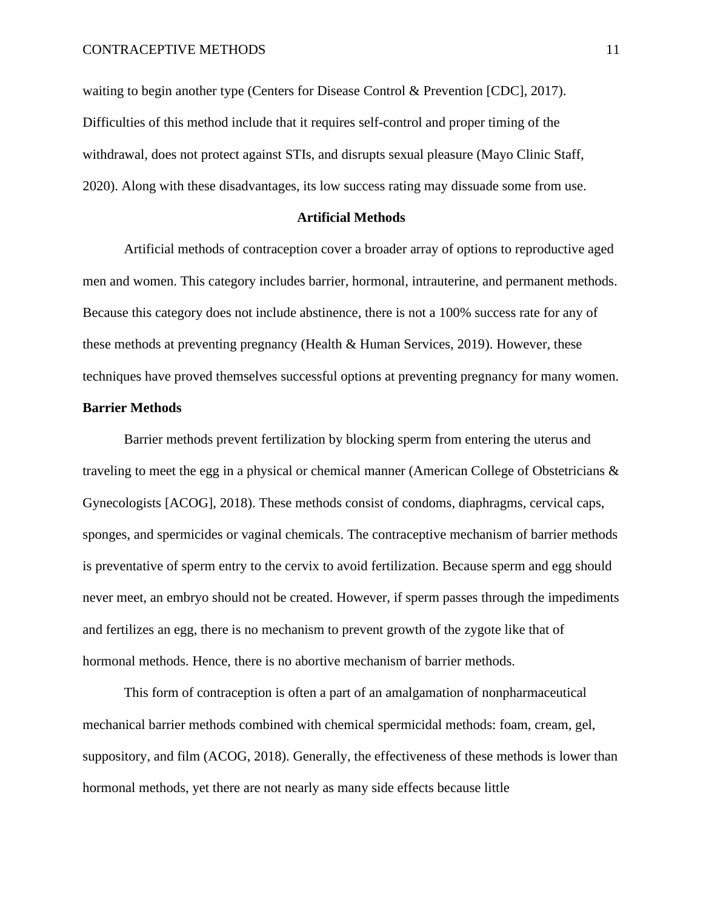waiting to begin another type (Centers for Disease Control & Prevention [CDC], 2017). Difficulties of this method include that it requires self-control and proper timing of the withdrawal, does not protect against STIs, and disrupts sexual pleasure (Mayo Clinic Staff, 2020). Along with these disadvantages, its low success rating may dissuade some from use.

## Artificial Methods

Artificial methods of contraception cover a broader array of options to reproductive aged men and women. This category includes barrier, hormonal, intrauterine, and permanent methods. Because this category does not include abstinence, there is not a 100% success rate for any of these methods at preventing pregnancy (Health & Human Services, 2019). However, these techniques have proved themselves successful options at preventing pregnancy for many women.

### Barrier Methods

Barrier methods prevent fertilization by blocking sperm from entering the uterus and traveling to meet the egg in a physical or chemical manner (American College of Obstetricians & Gynecologists [ACOG], 2018). These methods consist of condoms, diaphragms, cervical caps, sponges, and spermicides or vaginal chemicals. The contraceptive mechanism of barrier methods is preventative of sperm entry to the cervix to avoid fertilization. Because sperm and egg should never meet, an embryo should not be created. However, if sperm passes through the impediments and fertilizes an egg, there is no mechanism to prevent growth of the zygote like that of hormonal methods. Hence, there is no abortive mechanism of barrier methods.

This form of contraception is often a part of an amalgamation of nonpharmaceutical mechanical barrier methods combined with chemical spermicidal methods: foam, cream, gel, suppository, and film (ACOG, 2018). Generally, the effectiveness of these methods is lower than hormonal methods, yet there are not nearly as many side effects because little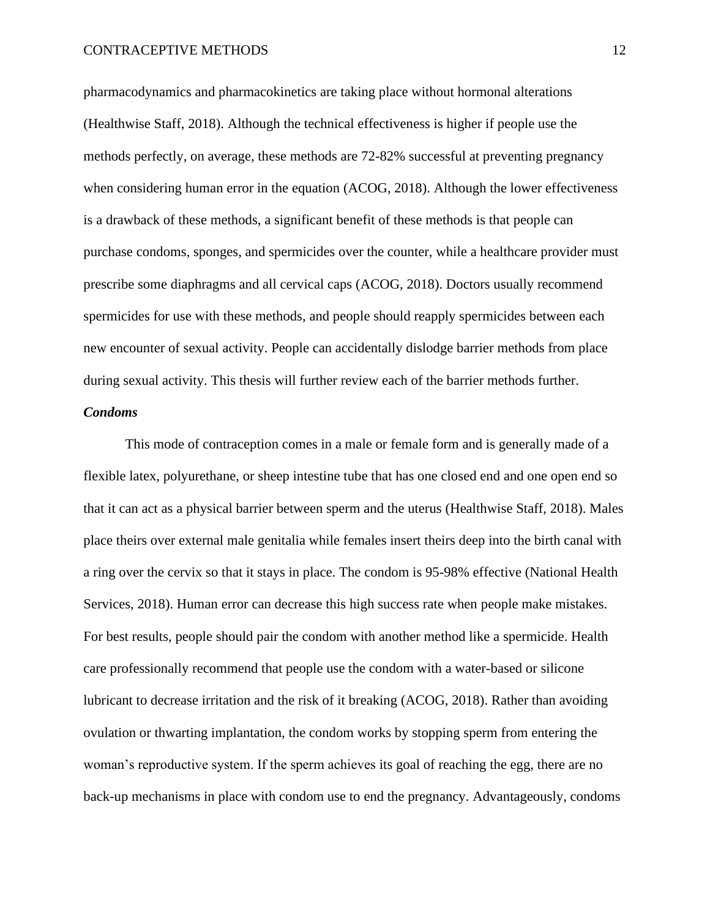pharmacodynamics and pharmacokinetics are taking place without hormonal alterations (Healthwise Staff, 2018). Although the technical effectiveness is higher if people use the methods perfectly, on average, these methods are 72-82% successful at preventing pregnancy when considering human error in the equation (ACOG, 2018). Although the lower effectiveness is a drawback of these methods, a significant benefit of these methods is that people can purchase condoms, sponges, and spermicides over the counter, while a healthcare provider must prescribe some diaphragms and all cervical caps (ACOG, 2018). Doctors usually recommend spermicides for use with these methods, and people should reapply spermicides between each new encounter of sexual activity. People can accidentally dislodge barrier methods from place during sexual activity. This thesis will further review each of the barrier methods further.

***Condoms***

This mode of contraception comes in a male or female form and is generally made of a flexible latex, polyurethane, or sheep intestine tube that has one closed end and one open end so that it can act as a physical barrier between sperm and the uterus (Healthwise Staff, 2018). Males place theirs over external male genitalia while females insert theirs deep into the birth canal with a ring over the cervix so that it stays in place. The condom is 95-98% effective (National Health Services, 2018). Human error can decrease this high success rate when people make mistakes. For best results, people should pair the condom with another method like a spermicide. Health care professionally recommend that people use the condom with a water-based or silicone lubricant to decrease irritation and the risk of it breaking (ACOG, 2018). Rather than avoiding ovulation or thwarting implantation, the condom works by stopping sperm from entering the woman's reproductive system. If the sperm achieves its goal of reaching the egg, there are no back-up mechanisms in place with condom use to end the pregnancy. Advantageously, condoms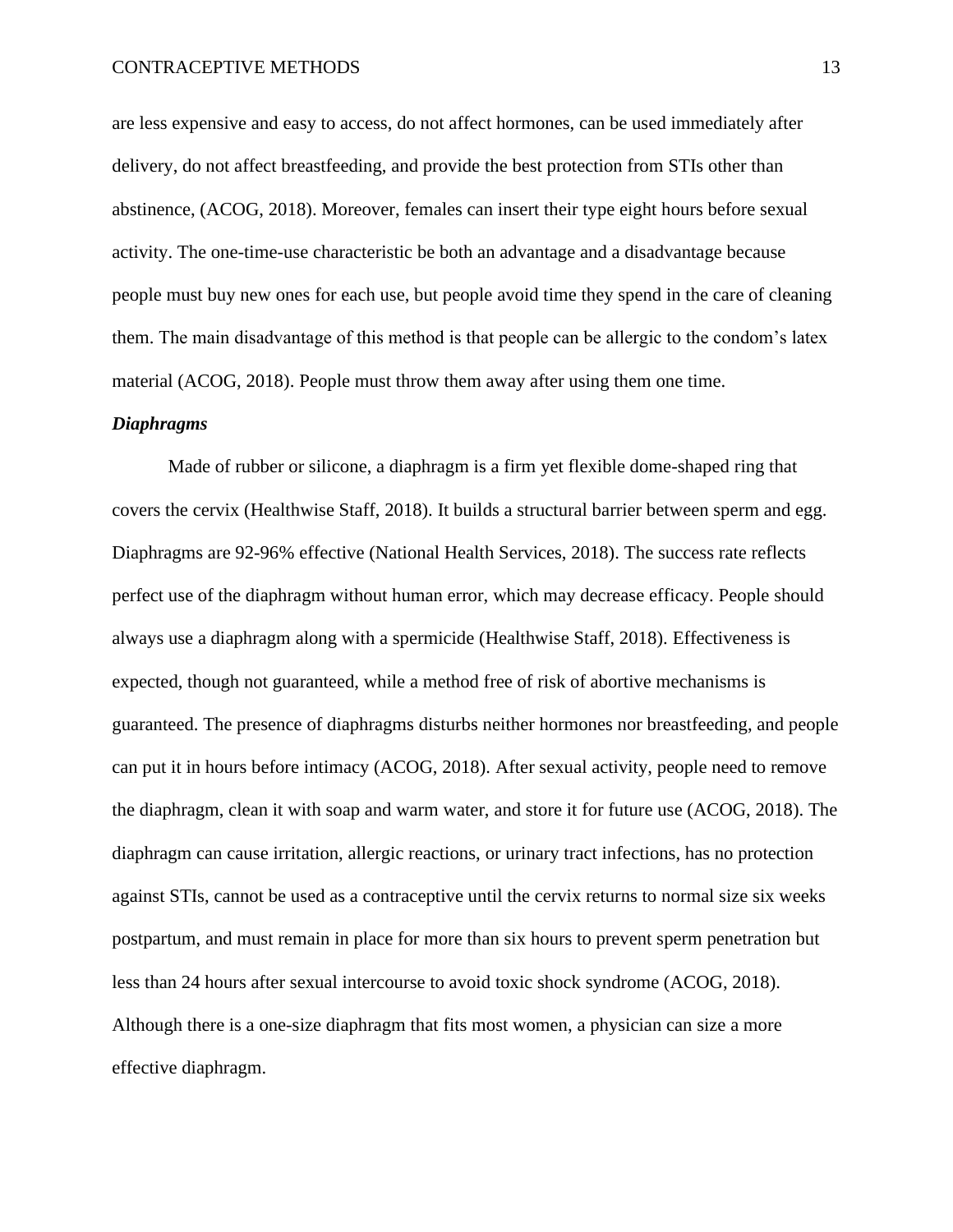are less expensive and easy to access, do not affect hormones, can be used immediately after delivery, do not affect breastfeeding, and provide the best protection from STIs other than abstinence, (ACOG, 2018). Moreover, females can insert their type eight hours before sexual activity. The one-time-use characteristic be both an advantage and a disadvantage because people must buy new ones for each use, but people avoid time they spend in the care of cleaning them. The main disadvantage of this method is that people can be allergic to the condom's latex material (ACOG, 2018). People must throw them away after using them one time.

***Diaphragms***

Made of rubber or silicone, a diaphragm is a firm yet flexible dome-shaped ring that covers the cervix (Healthwise Staff, 2018). It builds a structural barrier between sperm and egg. Diaphragms are 92-96% effective (National Health Services, 2018). The success rate reflects perfect use of the diaphragm without human error, which may decrease efficacy. People should always use a diaphragm along with a spermicide (Healthwise Staff, 2018). Effectiveness is expected, though not guaranteed, while a method free of risk of abortive mechanisms is guaranteed. The presence of diaphragms disturbs neither hormones nor breastfeeding, and people can put it in hours before intimacy (ACOG, 2018). After sexual activity, people need to remove the diaphragm, clean it with soap and warm water, and store it for future use (ACOG, 2018). The diaphragm can cause irritation, allergic reactions, or urinary tract infections, has no protection against STIs, cannot be used as a contraceptive until the cervix returns to normal size six weeks postpartum, and must remain in place for more than six hours to prevent sperm penetration but less than 24 hours after sexual intercourse to avoid toxic shock syndrome (ACOG, 2018). Although there is a one-size diaphragm that fits most women, a physician can size a more effective diaphragm.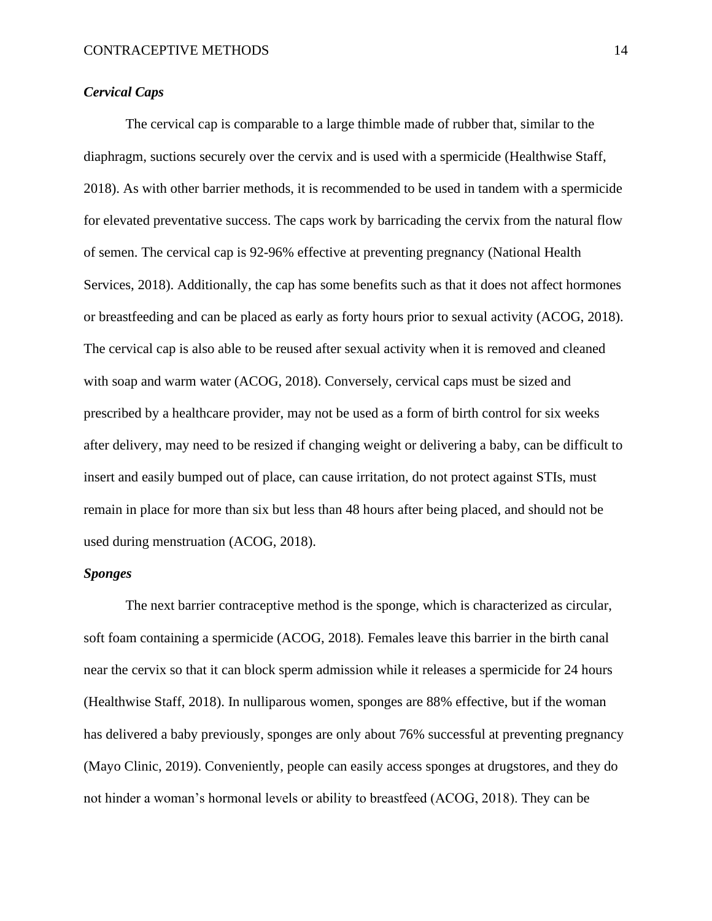### ***Cervical Caps***

The cervical cap is comparable to a large thimble made of rubber that, similar to the diaphragm, suctions securely over the cervix and is used with a spermicide (Healthwise Staff, 2018). As with other barrier methods, it is recommended to be used in tandem with a spermicide for elevated preventative success. The caps work by barricading the cervix from the natural flow of semen. The cervical cap is 92-96% effective at preventing pregnancy (National Health Services, 2018). Additionally, the cap has some benefits such as that it does not affect hormones or breastfeeding and can be placed as early as forty hours prior to sexual activity (ACOG, 2018). The cervical cap is also able to be reused after sexual activity when it is removed and cleaned with soap and warm water (ACOG, 2018). Conversely, cervical caps must be sized and prescribed by a healthcare provider, may not be used as a form of birth control for six weeks after delivery, may need to be resized if changing weight or delivering a baby, can be difficult to insert and easily bumped out of place, can cause irritation, do not protect against STIs, must remain in place for more than six but less than 48 hours after being placed, and should not be used during menstruation (ACOG, 2018).

### ***Sponges***

The next barrier contraceptive method is the sponge, which is characterized as circular, soft foam containing a spermicide (ACOG, 2018). Females leave this barrier in the birth canal near the cervix so that it can block sperm admission while it releases a spermicide for 24 hours (Healthwise Staff, 2018). In nulliparous women, sponges are 88% effective, but if the woman has delivered a baby previously, sponges are only about 76% successful at preventing pregnancy (Mayo Clinic, 2019). Conveniently, people can easily access sponges at drugstores, and they do not hinder a woman's hormonal levels or ability to breastfeed (ACOG, 2018). They can be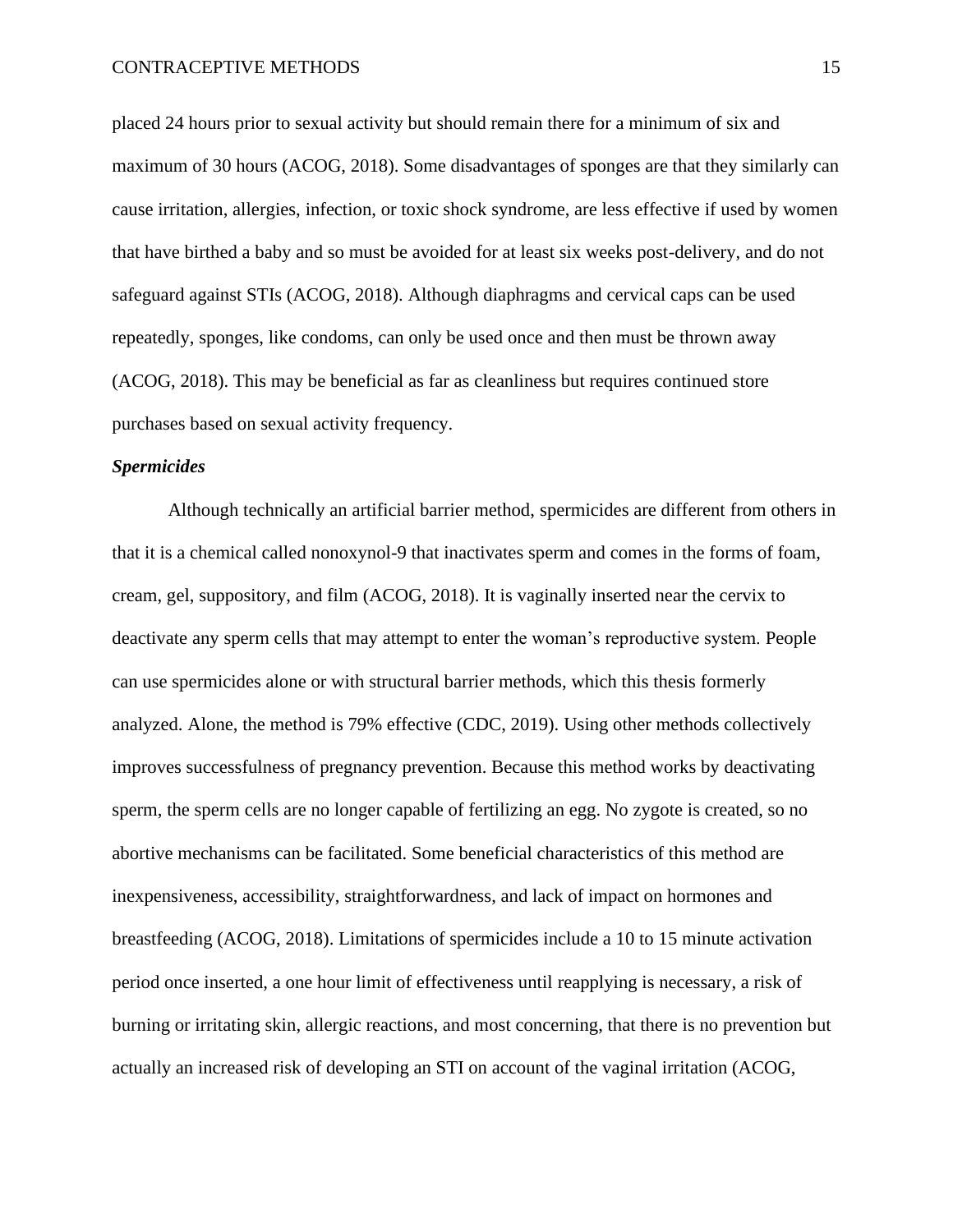placed 24 hours prior to sexual activity but should remain there for a minimum of six and maximum of 30 hours (ACOG, 2018). Some disadvantages of sponges are that they similarly can cause irritation, allergies, infection, or toxic shock syndrome, are less effective if used by women that have birthed a baby and so must be avoided for at least six weeks post-delivery, and do not safeguard against STIs (ACOG, 2018). Although diaphragms and cervical caps can be used repeatedly, sponges, like condoms, can only be used once and then must be thrown away (ACOG, 2018). This may be beneficial as far as cleanliness but requires continued store purchases based on sexual activity frequency.

***Spermicides***

Although technically an artificial barrier method, spermicides are different from others in that it is a chemical called nonoxynol-9 that inactivates sperm and comes in the forms of foam, cream, gel, suppository, and film (ACOG, 2018). It is vaginally inserted near the cervix to deactivate any sperm cells that may attempt to enter the woman's reproductive system. People can use spermicides alone or with structural barrier methods, which this thesis formerly analyzed. Alone, the method is 79% effective (CDC, 2019). Using other methods collectively improves successfulness of pregnancy prevention. Because this method works by deactivating sperm, the sperm cells are no longer capable of fertilizing an egg. No zygote is created, so no abortive mechanisms can be facilitated. Some beneficial characteristics of this method are inexpensiveness, accessibility, straightforwardness, and lack of impact on hormones and breastfeeding (ACOG, 2018). Limitations of spermicides include a 10 to 15 minute activation period once inserted, a one hour limit of effectiveness until reapplying is necessary, a risk of burning or irritating skin, allergic reactions, and most concerning, that there is no prevention but actually an increased risk of developing an STI on account of the vaginal irritation (ACOG,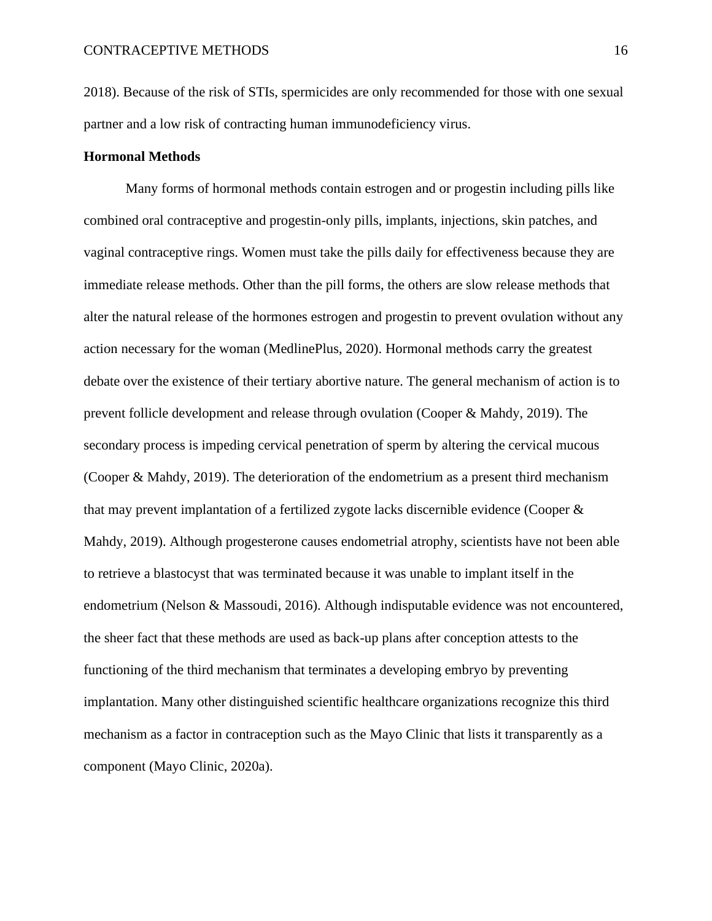2018). Because of the risk of STIs, spermicides are only recommended for those with one sexual partner and a low risk of contracting human immunodeficiency virus.

**Hormonal Methods**

Many forms of hormonal methods contain estrogen and or progestin including pills like combined oral contraceptive and progestin-only pills, implants, injections, skin patches, and vaginal contraceptive rings. Women must take the pills daily for effectiveness because they are immediate release methods. Other than the pill forms, the others are slow release methods that alter the natural release of the hormones estrogen and progestin to prevent ovulation without any action necessary for the woman (MedlinePlus, 2020). Hormonal methods carry the greatest debate over the existence of their tertiary abortive nature. The general mechanism of action is to prevent follicle development and release through ovulation (Cooper & Mahdy, 2019). The secondary process is impeding cervical penetration of sperm by altering the cervical mucous (Cooper & Mahdy, 2019). The deterioration of the endometrium as a present third mechanism that may prevent implantation of a fertilized zygote lacks discernible evidence (Cooper & Mahdy, 2019). Although progesterone causes endometrial atrophy, scientists have not been able to retrieve a blastocyst that was terminated because it was unable to implant itself in the endometrium (Nelson & Massoudi, 2016). Although indisputable evidence was not encountered, the sheer fact that these methods are used as back-up plans after conception attests to the functioning of the third mechanism that terminates a developing embryo by preventing implantation. Many other distinguished scientific healthcare organizations recognize this third mechanism as a factor in contraception such as the Mayo Clinic that lists it transparently as a component (Mayo Clinic, 2020a).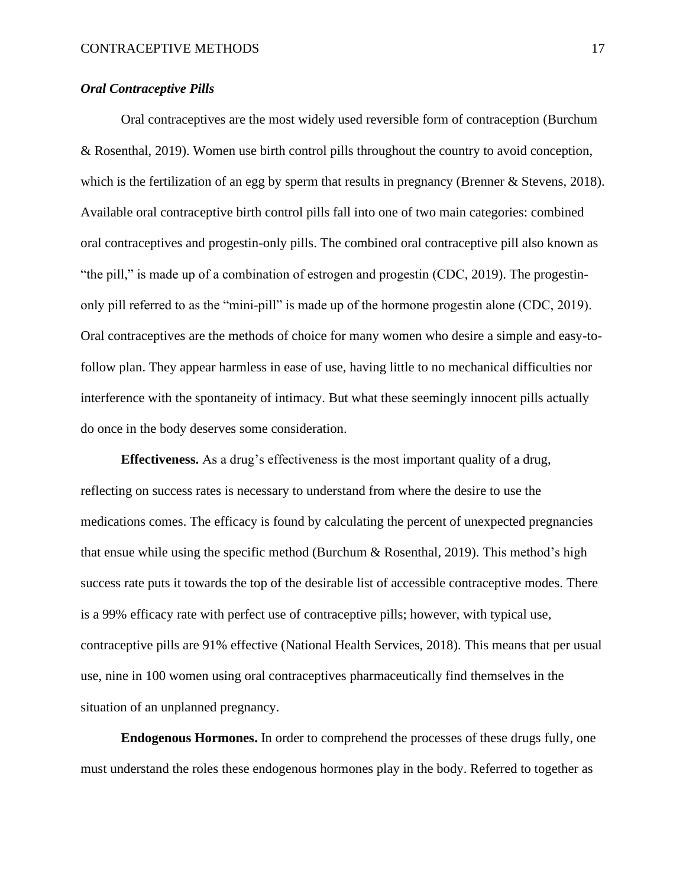***Oral Contraceptive Pills***

Oral contraceptives are the most widely used reversible form of contraception (Burchum & Rosenthal, 2019). Women use birth control pills throughout the country to avoid conception, which is the fertilization of an egg by sperm that results in pregnancy (Brenner & Stevens, 2018). Available oral contraceptive birth control pills fall into one of two main categories: combined oral contraceptives and progestin-only pills. The combined oral contraceptive pill also known as "the pill," is made up of a combination of estrogen and progestin (CDC, 2019). The progestin-only pill referred to as the "mini-pill" is made up of the hormone progestin alone (CDC, 2019). Oral contraceptives are the methods of choice for many women who desire a simple and easy-to-follow plan. They appear harmless in ease of use, having little to no mechanical difficulties nor interference with the spontaneity of intimacy. But what these seemingly innocent pills actually do once in the body deserves some consideration.

**Effectiveness.** As a drug's effectiveness is the most important quality of a drug, reflecting on success rates is necessary to understand from where the desire to use the medications comes. The efficacy is found by calculating the percent of unexpected pregnancies that ensue while using the specific method (Burchum & Rosenthal, 2019). This method's high success rate puts it towards the top of the desirable list of accessible contraceptive modes. There is a 99% efficacy rate with perfect use of contraceptive pills; however, with typical use, contraceptive pills are 91% effective (National Health Services, 2018). This means that per usual use, nine in 100 women using oral contraceptives pharmaceutically find themselves in the situation of an unplanned pregnancy.

**Endogenous Hormones.** In order to comprehend the processes of these drugs fully, one must understand the roles these endogenous hormones play in the body. Referred to together as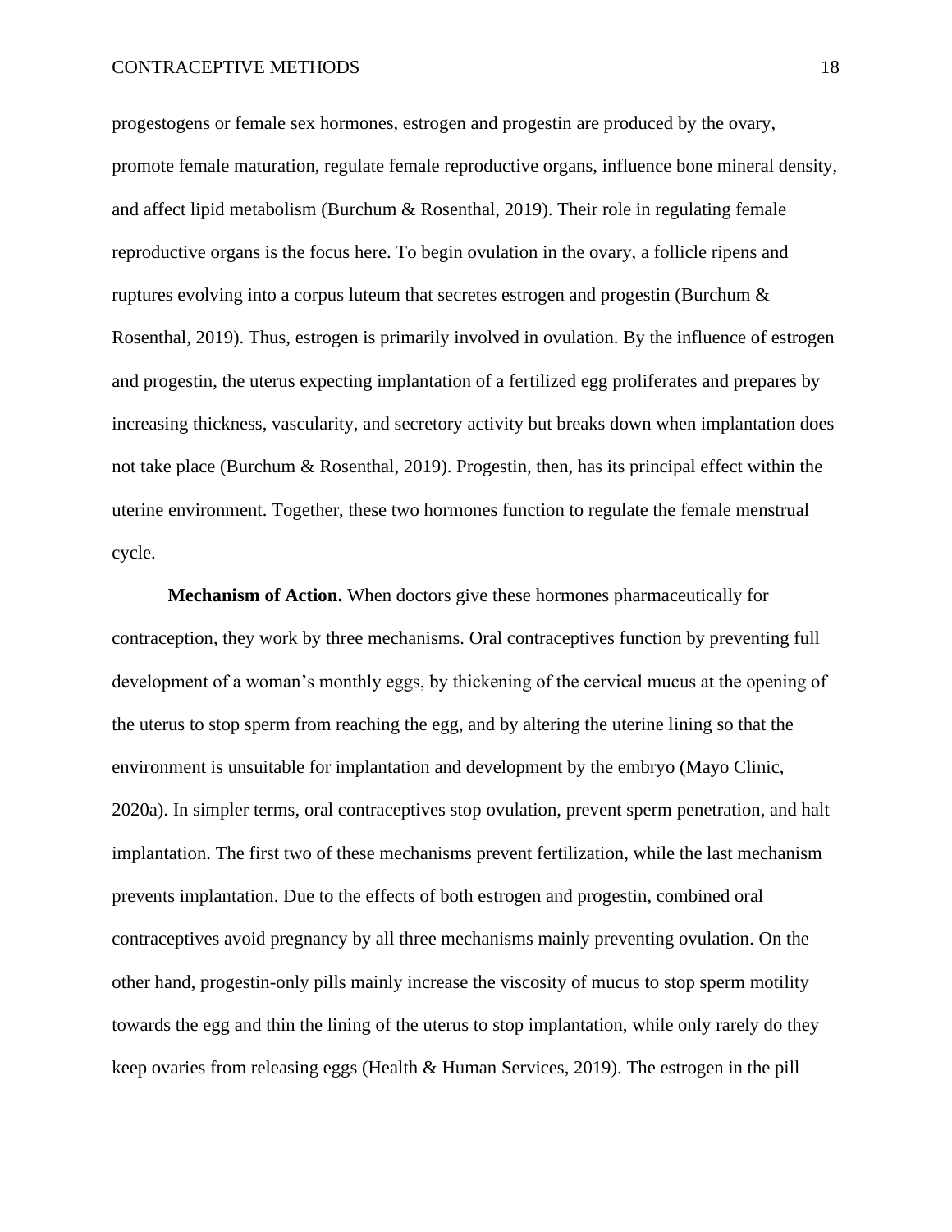progestogens or female sex hormones, estrogen and progestin are produced by the ovary, promote female maturation, regulate female reproductive organs, influence bone mineral density, and affect lipid metabolism (Burchum & Rosenthal, 2019). Their role in regulating female reproductive organs is the focus here. To begin ovulation in the ovary, a follicle ripens and ruptures evolving into a corpus luteum that secretes estrogen and progestin (Burchum & Rosenthal, 2019). Thus, estrogen is primarily involved in ovulation. By the influence of estrogen and progestin, the uterus expecting implantation of a fertilized egg proliferates and prepares by increasing thickness, vascularity, and secretory activity but breaks down when implantation does not take place (Burchum & Rosenthal, 2019). Progestin, then, has its principal effect within the uterine environment. Together, these two hormones function to regulate the female menstrual cycle.

**Mechanism of Action.** When doctors give these hormones pharmaceutically for contraception, they work by three mechanisms. Oral contraceptives function by preventing full development of a woman's monthly eggs, by thickening of the cervical mucus at the opening of the uterus to stop sperm from reaching the egg, and by altering the uterine lining so that the environment is unsuitable for implantation and development by the embryo (Mayo Clinic, 2020a). In simpler terms, oral contraceptives stop ovulation, prevent sperm penetration, and halt implantation. The first two of these mechanisms prevent fertilization, while the last mechanism prevents implantation. Due to the effects of both estrogen and progestin, combined oral contraceptives avoid pregnancy by all three mechanisms mainly preventing ovulation. On the other hand, progestin-only pills mainly increase the viscosity of mucus to stop sperm motility towards the egg and thin the lining of the uterus to stop implantation, while only rarely do they keep ovaries from releasing eggs (Health & Human Services, 2019). The estrogen in the pill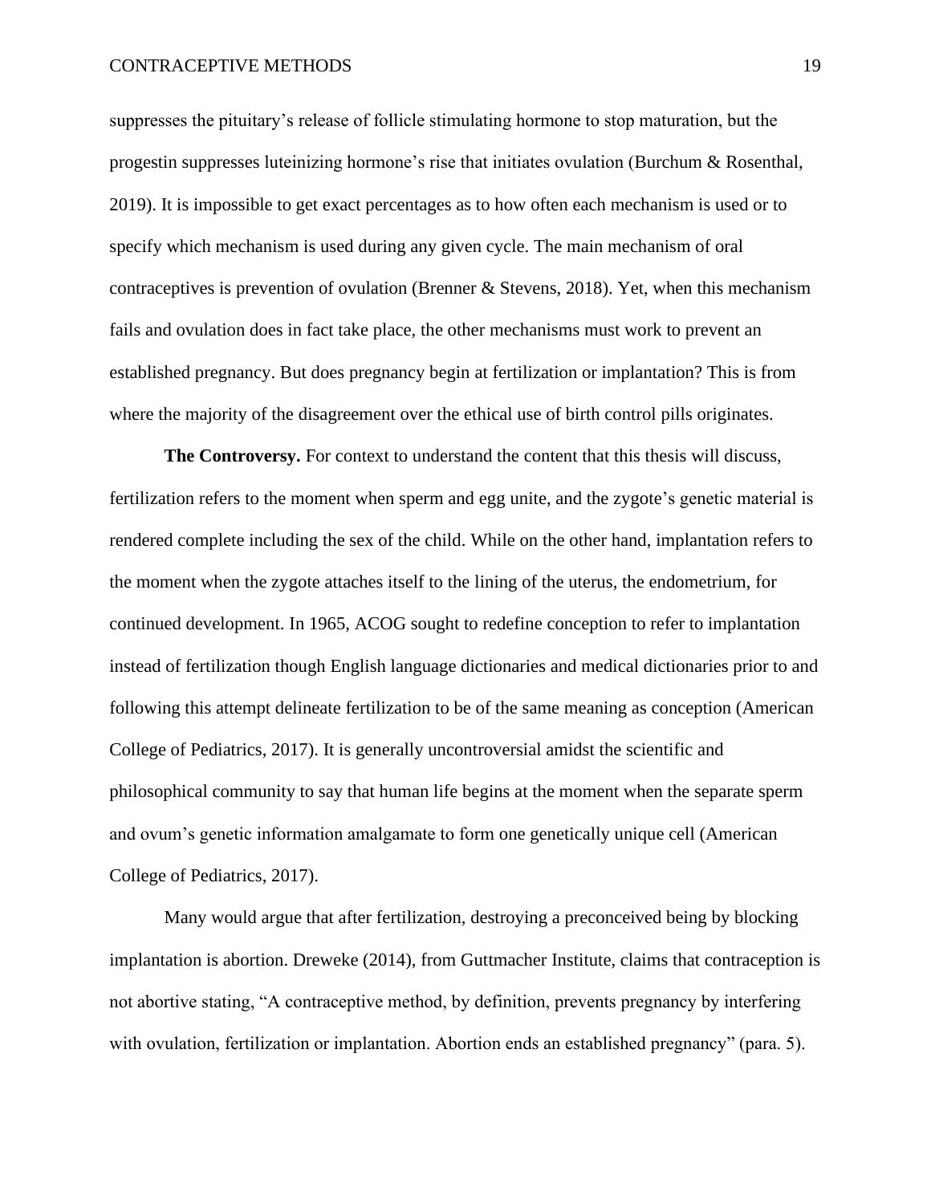suppresses the pituitary's release of follicle stimulating hormone to stop maturation, but the progestin suppresses luteinizing hormone's rise that initiates ovulation (Burchum & Rosenthal, 2019). It is impossible to get exact percentages as to how often each mechanism is used or to specify which mechanism is used during any given cycle. The main mechanism of oral contraceptives is prevention of ovulation (Brenner & Stevens, 2018). Yet, when this mechanism fails and ovulation does in fact take place, the other mechanisms must work to prevent an established pregnancy. But does pregnancy begin at fertilization or implantation? This is from where the majority of the disagreement over the ethical use of birth control pills originates.

**The Controversy.** For context to understand the content that this thesis will discuss, fertilization refers to the moment when sperm and egg unite, and the zygote's genetic material is rendered complete including the sex of the child. While on the other hand, implantation refers to the moment when the zygote attaches itself to the lining of the uterus, the endometrium, for continued development. In 1965, ACOG sought to redefine conception to refer to implantation instead of fertilization though English language dictionaries and medical dictionaries prior to and following this attempt delineate fertilization to be of the same meaning as conception (American College of Pediatrics, 2017). It is generally uncontroversial amidst the scientific and philosophical community to say that human life begins at the moment when the separate sperm and ovum's genetic information amalgamate to form one genetically unique cell (American College of Pediatrics, 2017).

Many would argue that after fertilization, destroying a preconceived being by blocking implantation is abortion. Dreweke (2014), from Guttmacher Institute, claims that contraception is not abortive stating, "A contraceptive method, by definition, prevents pregnancy by interfering with ovulation, fertilization or implantation. Abortion ends an established pregnancy" (para. 5).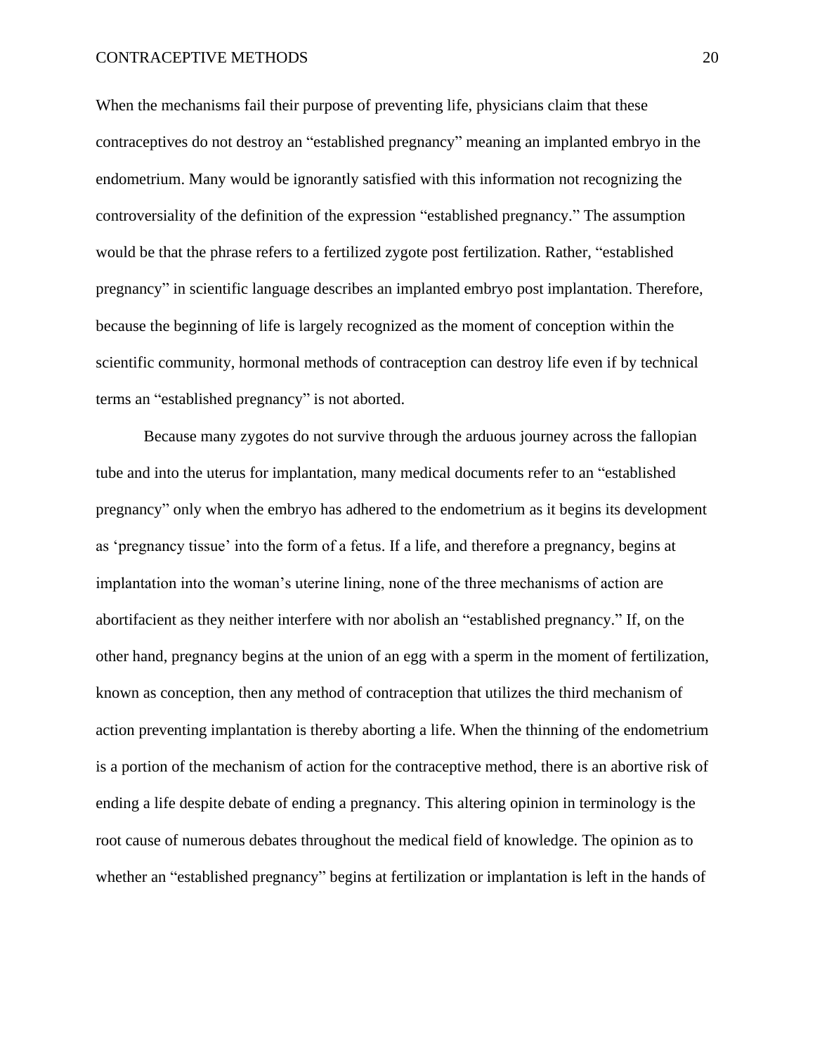When the mechanisms fail their purpose of preventing life, physicians claim that these contraceptives do not destroy an "established pregnancy" meaning an implanted embryo in the endometrium. Many would be ignorantly satisfied with this information not recognizing the controversiality of the definition of the expression "established pregnancy." The assumption would be that the phrase refers to a fertilized zygote post fertilization. Rather, "established pregnancy" in scientific language describes an implanted embryo post implantation. Therefore, because the beginning of life is largely recognized as the moment of conception within the scientific community, hormonal methods of contraception can destroy life even if by technical terms an "established pregnancy" is not aborted.

Because many zygotes do not survive through the arduous journey across the fallopian tube and into the uterus for implantation, many medical documents refer to an "established pregnancy" only when the embryo has adhered to the endometrium as it begins its development as 'pregnancy tissue' into the form of a fetus. If a life, and therefore a pregnancy, begins at implantation into the woman's uterine lining, none of the three mechanisms of action are abortifacient as they neither interfere with nor abolish an "established pregnancy." If, on the other hand, pregnancy begins at the union of an egg with a sperm in the moment of fertilization, known as conception, then any method of contraception that utilizes the third mechanism of action preventing implantation is thereby aborting a life. When the thinning of the endometrium is a portion of the mechanism of action for the contraceptive method, there is an abortive risk of ending a life despite debate of ending a pregnancy. This altering opinion in terminology is the root cause of numerous debates throughout the medical field of knowledge. The opinion as to whether an "established pregnancy" begins at fertilization or implantation is left in the hands of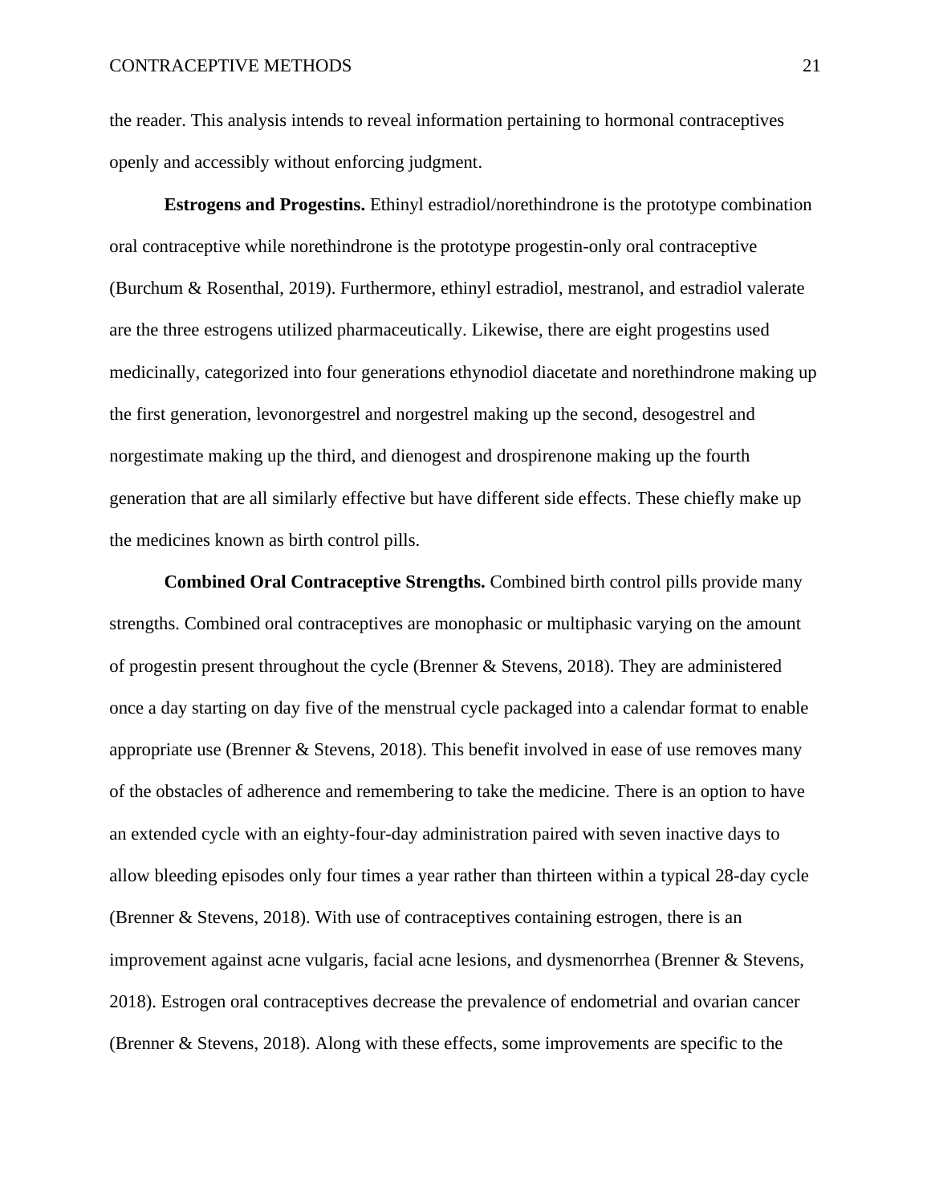the reader. This analysis intends to reveal information pertaining to hormonal contraceptives openly and accessibly without enforcing judgment.

**Estrogens and Progestins.** Ethinyl estradiol/norethindrone is the prototype combination oral contraceptive while norethindrone is the prototype progestin-only oral contraceptive (Burchum & Rosenthal, 2019). Furthermore, ethinyl estradiol, mestranol, and estradiol valerate are the three estrogens utilized pharmaceutically. Likewise, there are eight progestins used medicinally, categorized into four generations ethynodiol diacetate and norethindrone making up the first generation, levonorgestrel and norgestrel making up the second, desogestrel and norgestimate making up the third, and dienogest and drospirenone making up the fourth generation that are all similarly effective but have different side effects. These chiefly make up the medicines known as birth control pills.

**Combined Oral Contraceptive Strengths.** Combined birth control pills provide many strengths. Combined oral contraceptives are monophasic or multiphasic varying on the amount of progestin present throughout the cycle (Brenner & Stevens, 2018). They are administered once a day starting on day five of the menstrual cycle packaged into a calendar format to enable appropriate use (Brenner & Stevens, 2018). This benefit involved in ease of use removes many of the obstacles of adherence and remembering to take the medicine. There is an option to have an extended cycle with an eighty-four-day administration paired with seven inactive days to allow bleeding episodes only four times a year rather than thirteen within a typical 28-day cycle (Brenner & Stevens, 2018). With use of contraceptives containing estrogen, there is an improvement against acne vulgaris, facial acne lesions, and dysmenorrhea (Brenner & Stevens, 2018). Estrogen oral contraceptives decrease the prevalence of endometrial and ovarian cancer (Brenner & Stevens, 2018). Along with these effects, some improvements are specific to the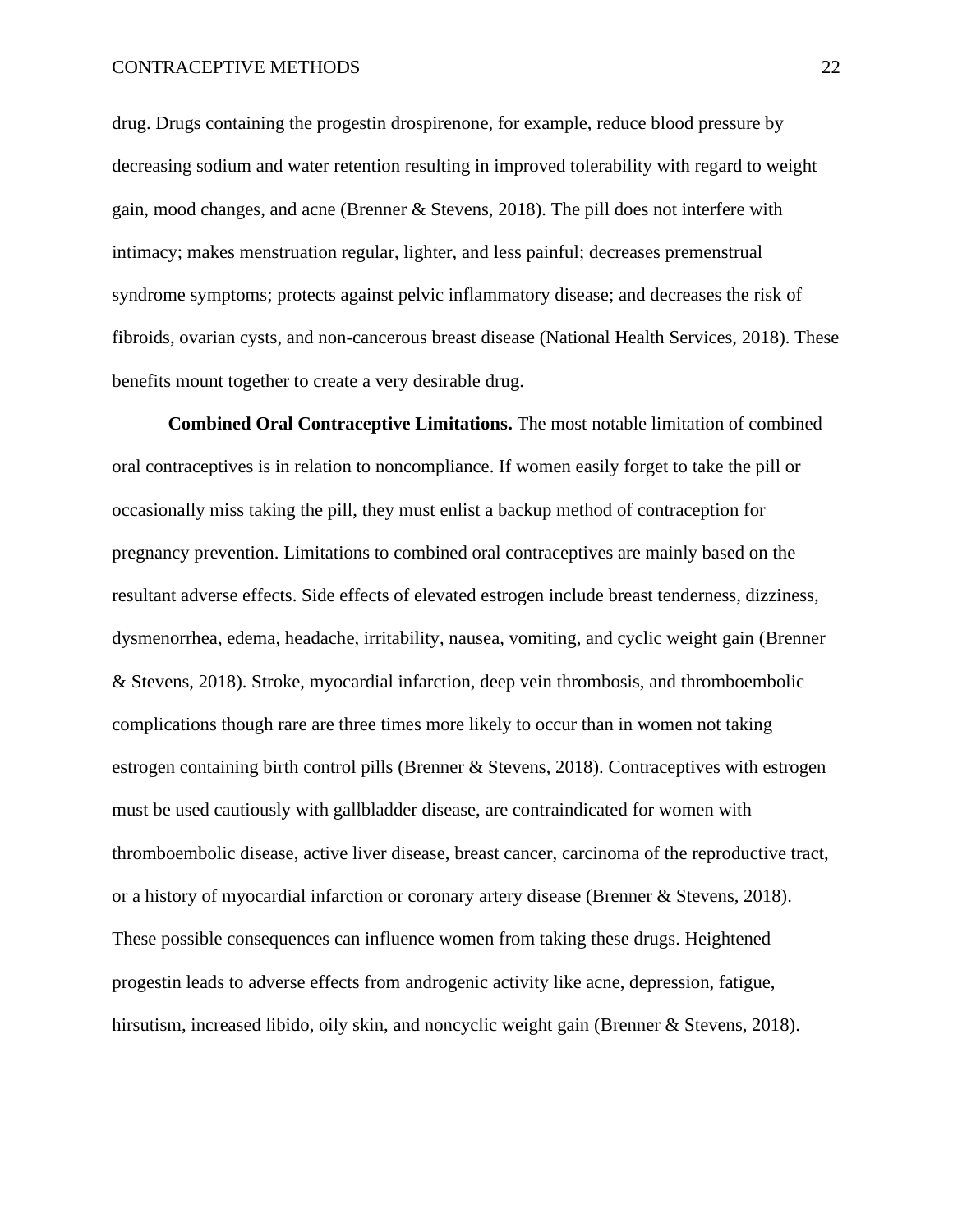drug. Drugs containing the progestin drospirenone, for example, reduce blood pressure by decreasing sodium and water retention resulting in improved tolerability with regard to weight gain, mood changes, and acne (Brenner & Stevens, 2018). The pill does not interfere with intimacy; makes menstruation regular, lighter, and less painful; decreases premenstrual syndrome symptoms; protects against pelvic inflammatory disease; and decreases the risk of fibroids, ovarian cysts, and non-cancerous breast disease (National Health Services, 2018). These benefits mount together to create a very desirable drug.

**Combined Oral Contraceptive Limitations.** The most notable limitation of combined oral contraceptives is in relation to noncompliance. If women easily forget to take the pill or occasionally miss taking the pill, they must enlist a backup method of contraception for pregnancy prevention. Limitations to combined oral contraceptives are mainly based on the resultant adverse effects. Side effects of elevated estrogen include breast tenderness, dizziness, dysmenorrhea, edema, headache, irritability, nausea, vomiting, and cyclic weight gain (Brenner & Stevens, 2018). Stroke, myocardial infarction, deep vein thrombosis, and thromboembolic complications though rare are three times more likely to occur than in women not taking estrogen containing birth control pills (Brenner & Stevens, 2018). Contraceptives with estrogen must be used cautiously with gallbladder disease, are contraindicated for women with thromboembolic disease, active liver disease, breast cancer, carcinoma of the reproductive tract, or a history of myocardial infarction or coronary artery disease (Brenner & Stevens, 2018). These possible consequences can influence women from taking these drugs. Heightened progestin leads to adverse effects from androgenic activity like acne, depression, fatigue, hirsutism, increased libido, oily skin, and noncyclic weight gain (Brenner & Stevens, 2018).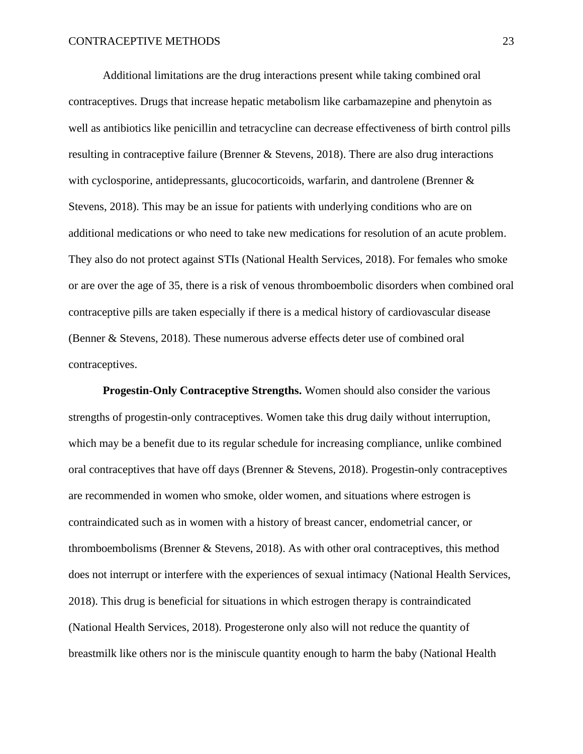Additional limitations are the drug interactions present while taking combined oral contraceptives. Drugs that increase hepatic metabolism like carbamazepine and phenytoin as well as antibiotics like penicillin and tetracycline can decrease effectiveness of birth control pills resulting in contraceptive failure (Brenner & Stevens, 2018). There are also drug interactions with cyclosporine, antidepressants, glucocorticoids, warfarin, and dantrolene (Brenner & Stevens, 2018). This may be an issue for patients with underlying conditions who are on additional medications or who need to take new medications for resolution of an acute problem. They also do not protect against STIs (National Health Services, 2018). For females who smoke or are over the age of 35, there is a risk of venous thromboembolic disorders when combined oral contraceptive pills are taken especially if there is a medical history of cardiovascular disease (Benner & Stevens, 2018). These numerous adverse effects deter use of combined oral contraceptives.

**Progestin-Only Contraceptive Strengths.** Women should also consider the various strengths of progestin-only contraceptives. Women take this drug daily without interruption, which may be a benefit due to its regular schedule for increasing compliance, unlike combined oral contraceptives that have off days (Brenner & Stevens, 2018). Progestin-only contraceptives are recommended in women who smoke, older women, and situations where estrogen is contraindicated such as in women with a history of breast cancer, endometrial cancer, or thromboembolisms (Brenner & Stevens, 2018). As with other oral contraceptives, this method does not interrupt or interfere with the experiences of sexual intimacy (National Health Services, 2018). This drug is beneficial for situations in which estrogen therapy is contraindicated (National Health Services, 2018). Progesterone only also will not reduce the quantity of breastmilk like others nor is the miniscule quantity enough to harm the baby (National Health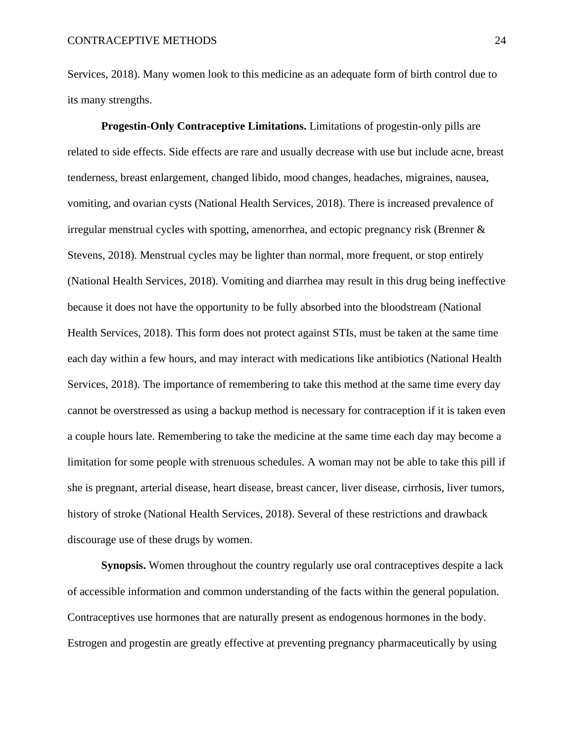Services, 2018). Many women look to this medicine as an adequate form of birth control due to its many strengths.

**Progestin-Only Contraceptive Limitations.** Limitations of progestin-only pills are related to side effects. Side effects are rare and usually decrease with use but include acne, breast tenderness, breast enlargement, changed libido, mood changes, headaches, migraines, nausea, vomiting, and ovarian cysts (National Health Services, 2018). There is increased prevalence of irregular menstrual cycles with spotting, amenorrhea, and ectopic pregnancy risk (Brenner & Stevens, 2018). Menstrual cycles may be lighter than normal, more frequent, or stop entirely (National Health Services, 2018). Vomiting and diarrhea may result in this drug being ineffective because it does not have the opportunity to be fully absorbed into the bloodstream (National Health Services, 2018). This form does not protect against STIs, must be taken at the same time each day within a few hours, and may interact with medications like antibiotics (National Health Services, 2018). The importance of remembering to take this method at the same time every day cannot be overstressed as using a backup method is necessary for contraception if it is taken even a couple hours late. Remembering to take the medicine at the same time each day may become a limitation for some people with strenuous schedules. A woman may not be able to take this pill if she is pregnant, arterial disease, heart disease, breast cancer, liver disease, cirrhosis, liver tumors, history of stroke (National Health Services, 2018). Several of these restrictions and drawback discourage use of these drugs by women.

**Synopsis.** Women throughout the country regularly use oral contraceptives despite a lack of accessible information and common understanding of the facts within the general population. Contraceptives use hormones that are naturally present as endogenous hormones in the body. Estrogen and progestin are greatly effective at preventing pregnancy pharmaceutically by using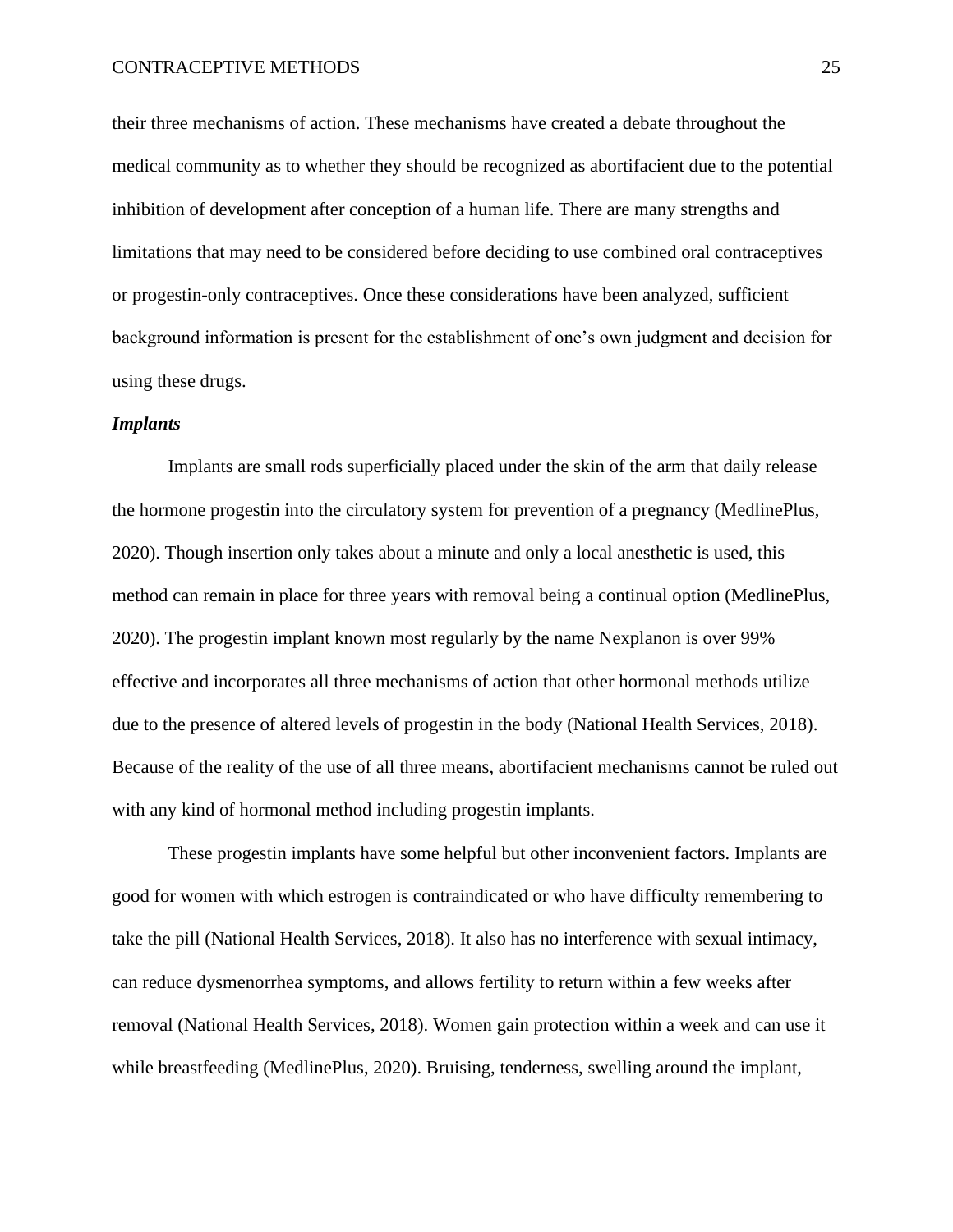their three mechanisms of action. These mechanisms have created a debate throughout the medical community as to whether they should be recognized as abortifacient due to the potential inhibition of development after conception of a human life. There are many strengths and limitations that may need to be considered before deciding to use combined oral contraceptives or progestin-only contraceptives. Once these considerations have been analyzed, sufficient background information is present for the establishment of one's own judgment and decision for using these drugs.

***Implants***

Implants are small rods superficially placed under the skin of the arm that daily release the hormone progestin into the circulatory system for prevention of a pregnancy (MedlinePlus, 2020). Though insertion only takes about a minute and only a local anesthetic is used, this method can remain in place for three years with removal being a continual option (MedlinePlus, 2020). The progestin implant known most regularly by the name Nexplanon is over 99% effective and incorporates all three mechanisms of action that other hormonal methods utilize due to the presence of altered levels of progestin in the body (National Health Services, 2018). Because of the reality of the use of all three means, abortifacient mechanisms cannot be ruled out with any kind of hormonal method including progestin implants.

These progestin implants have some helpful but other inconvenient factors. Implants are good for women with which estrogen is contraindicated or who have difficulty remembering to take the pill (National Health Services, 2018). It also has no interference with sexual intimacy, can reduce dysmenorrhea symptoms, and allows fertility to return within a few weeks after removal (National Health Services, 2018). Women gain protection within a week and can use it while breastfeeding (MedlinePlus, 2020). Bruising, tenderness, swelling around the implant,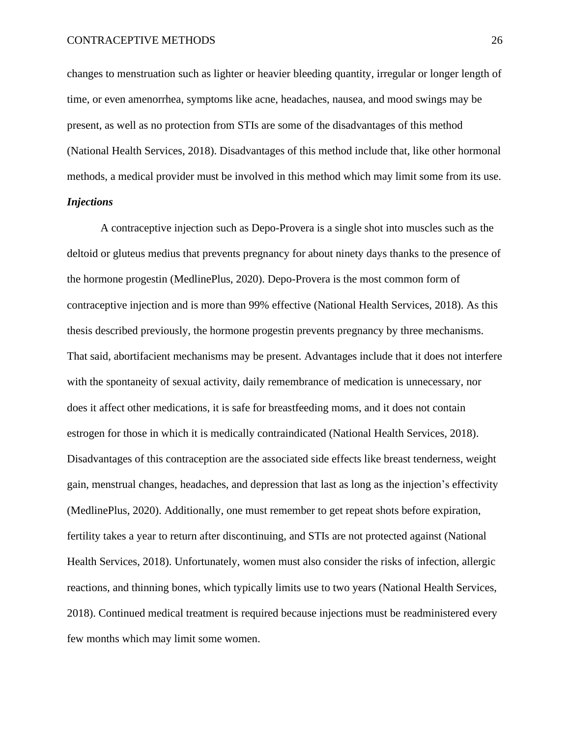changes to menstruation such as lighter or heavier bleeding quantity, irregular or longer length of time, or even amenorrhea, symptoms like acne, headaches, nausea, and mood swings may be present, as well as no protection from STIs are some of the disadvantages of this method (National Health Services, 2018). Disadvantages of this method include that, like other hormonal methods, a medical provider must be involved in this method which may limit some from its use.

***Injections***

A contraceptive injection such as Depo-Provera is a single shot into muscles such as the deltoid or gluteus medius that prevents pregnancy for about ninety days thanks to the presence of the hormone progestin (MedlinePlus, 2020). Depo-Provera is the most common form of contraceptive injection and is more than 99% effective (National Health Services, 2018). As this thesis described previously, the hormone progestin prevents pregnancy by three mechanisms. That said, abortifacient mechanisms may be present. Advantages include that it does not interfere with the spontaneity of sexual activity, daily remembrance of medication is unnecessary, nor does it affect other medications, it is safe for breastfeeding moms, and it does not contain estrogen for those in which it is medically contraindicated (National Health Services, 2018). Disadvantages of this contraception are the associated side effects like breast tenderness, weight gain, menstrual changes, headaches, and depression that last as long as the injection's effectivity (MedlinePlus, 2020). Additionally, one must remember to get repeat shots before expiration, fertility takes a year to return after discontinuing, and STIs are not protected against (National Health Services, 2018). Unfortunately, women must also consider the risks of infection, allergic reactions, and thinning bones, which typically limits use to two years (National Health Services, 2018). Continued medical treatment is required because injections must be readministered every few months which may limit some women.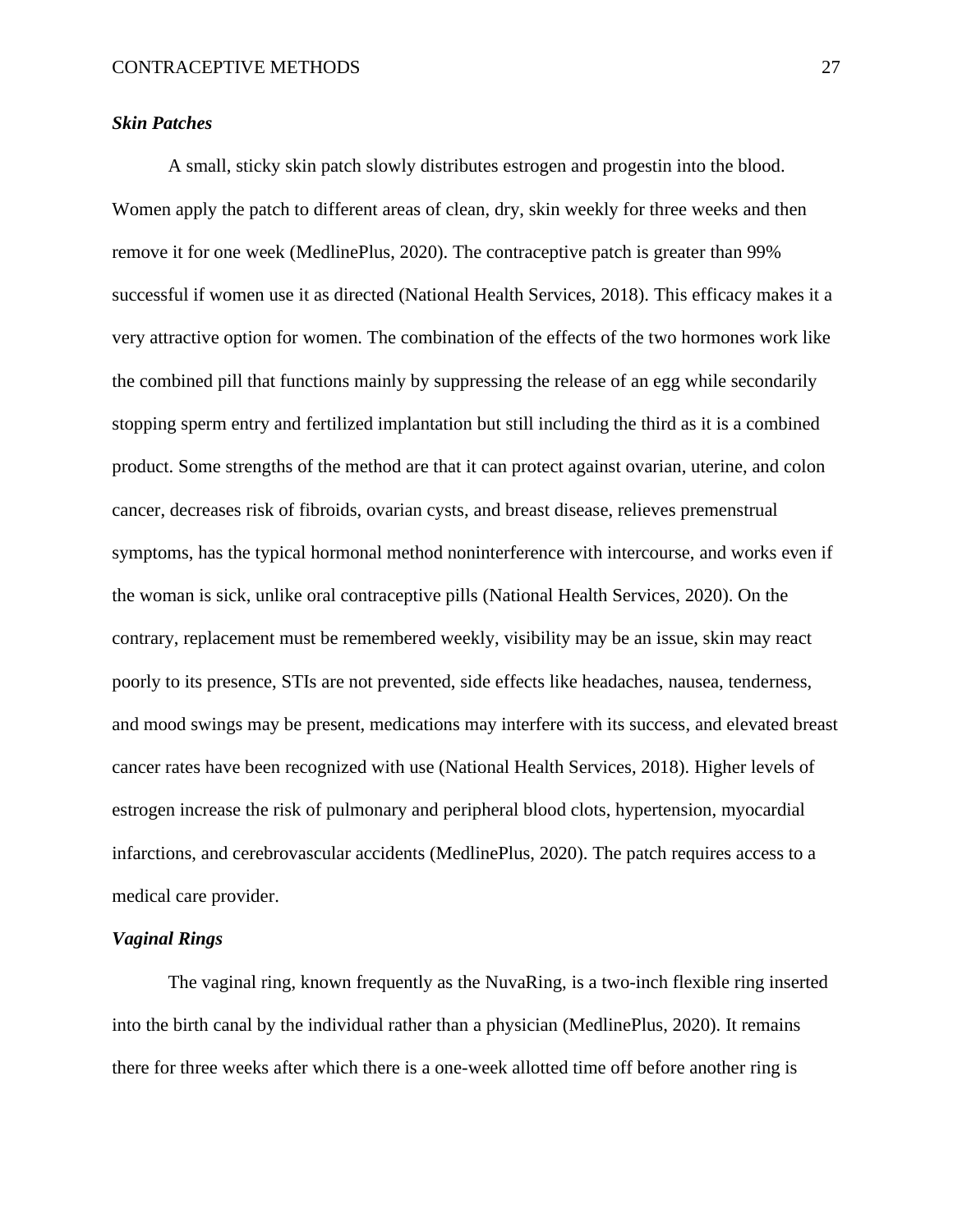***Skin Patches***

A small, sticky skin patch slowly distributes estrogen and progestin into the blood. Women apply the patch to different areas of clean, dry, skin weekly for three weeks and then remove it for one week (MedlinePlus, 2020). The contraceptive patch is greater than 99% successful if women use it as directed (National Health Services, 2018). This efficacy makes it a very attractive option for women. The combination of the effects of the two hormones work like the combined pill that functions mainly by suppressing the release of an egg while secondarily stopping sperm entry and fertilized implantation but still including the third as it is a combined product. Some strengths of the method are that it can protect against ovarian, uterine, and colon cancer, decreases risk of fibroids, ovarian cysts, and breast disease, relieves premenstrual symptoms, has the typical hormonal method noninterference with intercourse, and works even if the woman is sick, unlike oral contraceptive pills (National Health Services, 2020). On the contrary, replacement must be remembered weekly, visibility may be an issue, skin may react poorly to its presence, STIs are not prevented, side effects like headaches, nausea, tenderness, and mood swings may be present, medications may interfere with its success, and elevated breast cancer rates have been recognized with use (National Health Services, 2018). Higher levels of estrogen increase the risk of pulmonary and peripheral blood clots, hypertension, myocardial infarctions, and cerebrovascular accidents (MedlinePlus, 2020). The patch requires access to a medical care provider.

***Vaginal Rings***

The vaginal ring, known frequently as the NuvaRing, is a two-inch flexible ring inserted into the birth canal by the individual rather than a physician (MedlinePlus, 2020). It remains there for three weeks after which there is a one-week allotted time off before another ring is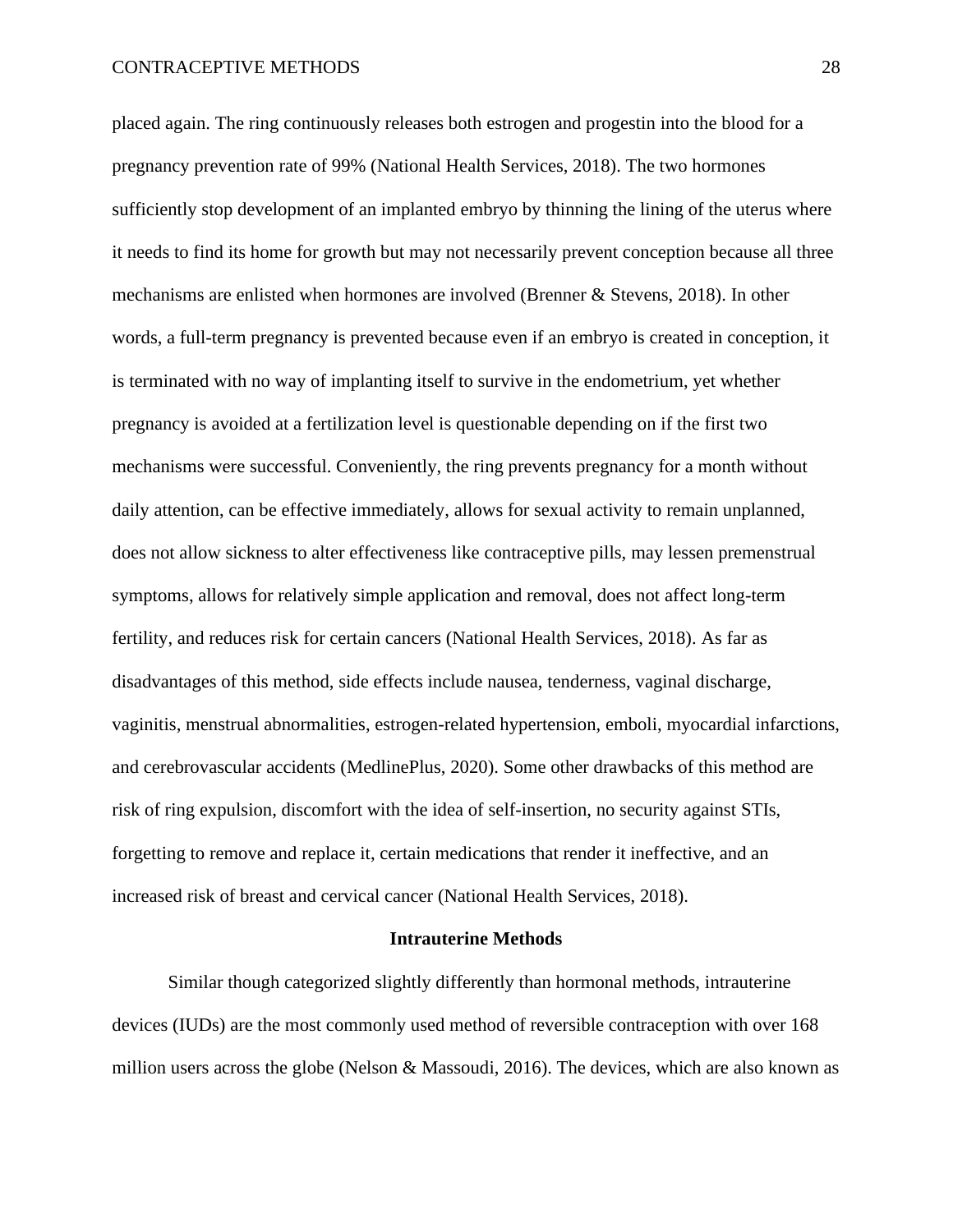placed again. The ring continuously releases both estrogen and progestin into the blood for a pregnancy prevention rate of 99% (National Health Services, 2018). The two hormones sufficiently stop development of an implanted embryo by thinning the lining of the uterus where it needs to find its home for growth but may not necessarily prevent conception because all three mechanisms are enlisted when hormones are involved (Brenner & Stevens, 2018). In other words, a full-term pregnancy is prevented because even if an embryo is created in conception, it is terminated with no way of implanting itself to survive in the endometrium, yet whether pregnancy is avoided at a fertilization level is questionable depending on if the first two mechanisms were successful. Conveniently, the ring prevents pregnancy for a month without daily attention, can be effective immediately, allows for sexual activity to remain unplanned, does not allow sickness to alter effectiveness like contraceptive pills, may lessen premenstrual symptoms, allows for relatively simple application and removal, does not affect long-term fertility, and reduces risk for certain cancers (National Health Services, 2018). As far as disadvantages of this method, side effects include nausea, tenderness, vaginal discharge, vaginitis, menstrual abnormalities, estrogen-related hypertension, emboli, myocardial infarctions, and cerebrovascular accidents (MedlinePlus, 2020). Some other drawbacks of this method are risk of ring expulsion, discomfort with the idea of self-insertion, no security against STIs, forgetting to remove and replace it, certain medications that render it ineffective, and an increased risk of breast and cervical cancer (National Health Services, 2018).

## Intrauterine Methods

Similar though categorized slightly differently than hormonal methods, intrauterine devices (IUDs) are the most commonly used method of reversible contraception with over 168 million users across the globe (Nelson & Massoudi, 2016). The devices, which are also known as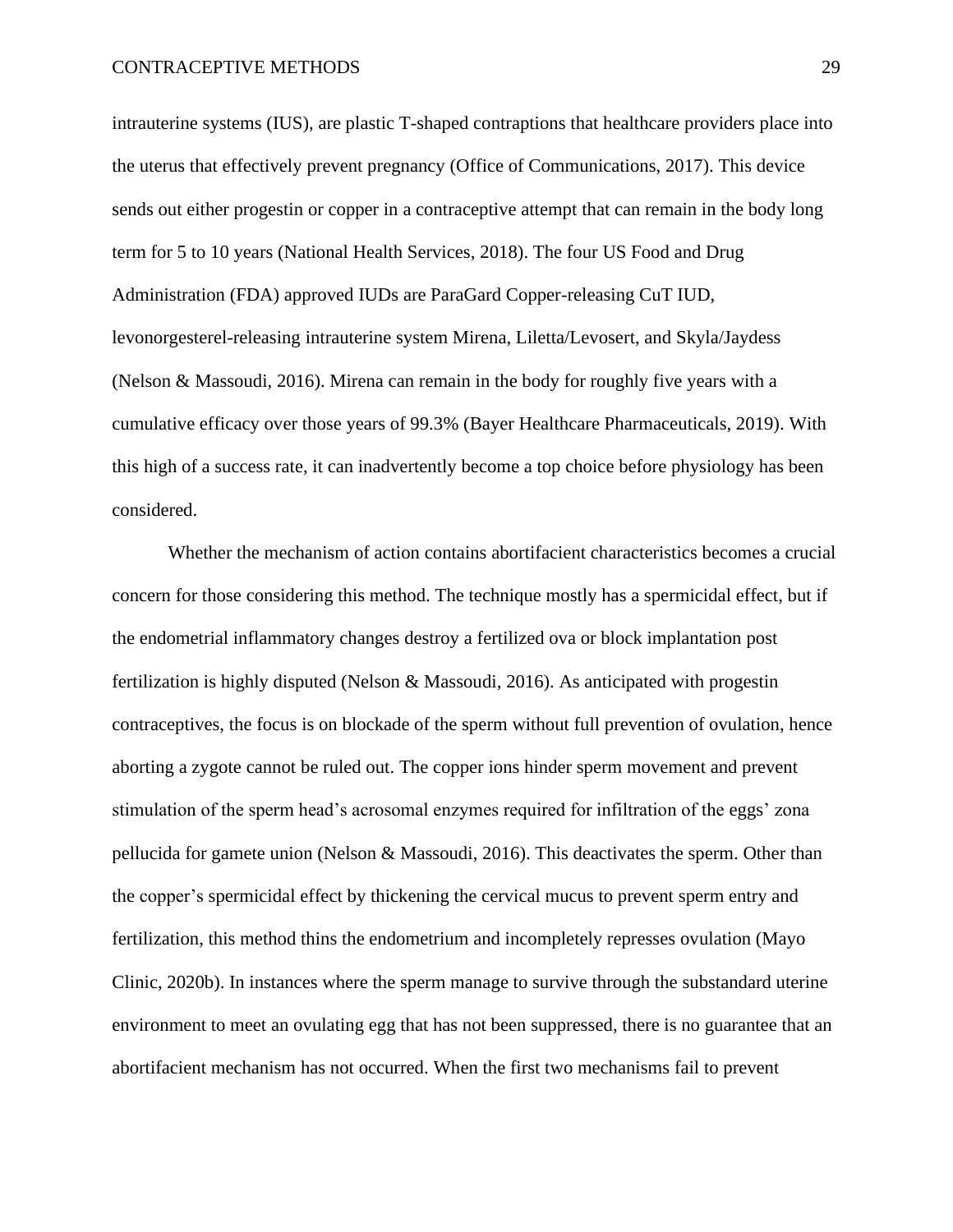intrauterine systems (IUS), are plastic T-shaped contraptions that healthcare providers place into the uterus that effectively prevent pregnancy (Office of Communications, 2017). This device sends out either progestin or copper in a contraceptive attempt that can remain in the body long term for 5 to 10 years (National Health Services, 2018). The four US Food and Drug Administration (FDA) approved IUDs are ParaGard Copper-releasing CuT IUD, levonorgesterel-releasing intrauterine system Mirena, Liletta/Levosert, and Skyla/Jaydess (Nelson & Massoudi, 2016). Mirena can remain in the body for roughly five years with a cumulative efficacy over those years of 99.3% (Bayer Healthcare Pharmaceuticals, 2019). With this high of a success rate, it can inadvertently become a top choice before physiology has been considered.

Whether the mechanism of action contains abortifacient characteristics becomes a crucial concern for those considering this method. The technique mostly has a spermicidal effect, but if the endometrial inflammatory changes destroy a fertilized ova or block implantation post fertilization is highly disputed (Nelson & Massoudi, 2016). As anticipated with progestin contraceptives, the focus is on blockade of the sperm without full prevention of ovulation, hence aborting a zygote cannot be ruled out. The copper ions hinder sperm movement and prevent stimulation of the sperm head's acrosomal enzymes required for infiltration of the eggs' zona pellucida for gamete union (Nelson & Massoudi, 2016). This deactivates the sperm. Other than the copper's spermicidal effect by thickening the cervical mucus to prevent sperm entry and fertilization, this method thins the endometrium and incompletely represses ovulation (Mayo Clinic, 2020b). In instances where the sperm manage to survive through the substandard uterine environment to meet an ovulating egg that has not been suppressed, there is no guarantee that an abortifacient mechanism has not occurred. When the first two mechanisms fail to prevent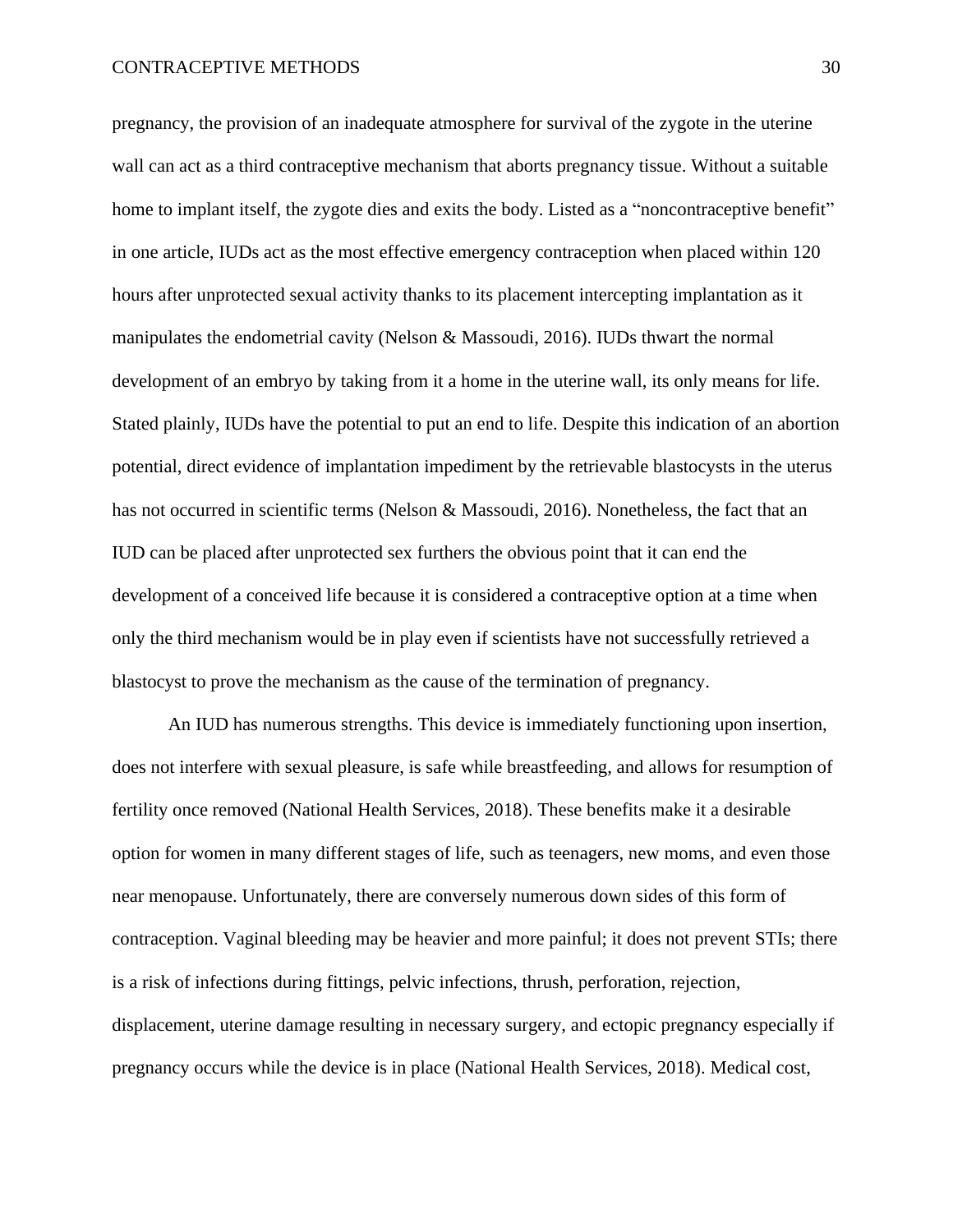pregnancy, the provision of an inadequate atmosphere for survival of the zygote in the uterine wall can act as a third contraceptive mechanism that aborts pregnancy tissue. Without a suitable home to implant itself, the zygote dies and exits the body. Listed as a "noncontraceptive benefit" in one article, IUDs act as the most effective emergency contraception when placed within 120 hours after unprotected sexual activity thanks to its placement intercepting implantation as it manipulates the endometrial cavity (Nelson & Massoudi, 2016). IUDs thwart the normal development of an embryo by taking from it a home in the uterine wall, its only means for life. Stated plainly, IUDs have the potential to put an end to life. Despite this indication of an abortion potential, direct evidence of implantation impediment by the retrievable blastocysts in the uterus has not occurred in scientific terms (Nelson & Massoudi, 2016). Nonetheless, the fact that an IUD can be placed after unprotected sex furthers the obvious point that it can end the development of a conceived life because it is considered a contraceptive option at a time when only the third mechanism would be in play even if scientists have not successfully retrieved a blastocyst to prove the mechanism as the cause of the termination of pregnancy.

An IUD has numerous strengths. This device is immediately functioning upon insertion, does not interfere with sexual pleasure, is safe while breastfeeding, and allows for resumption of fertility once removed (National Health Services, 2018). These benefits make it a desirable option for women in many different stages of life, such as teenagers, new moms, and even those near menopause. Unfortunately, there are conversely numerous down sides of this form of contraception. Vaginal bleeding may be heavier and more painful; it does not prevent STIs; there is a risk of infections during fittings, pelvic infections, thrush, perforation, rejection, displacement, uterine damage resulting in necessary surgery, and ectopic pregnancy especially if pregnancy occurs while the device is in place (National Health Services, 2018). Medical cost,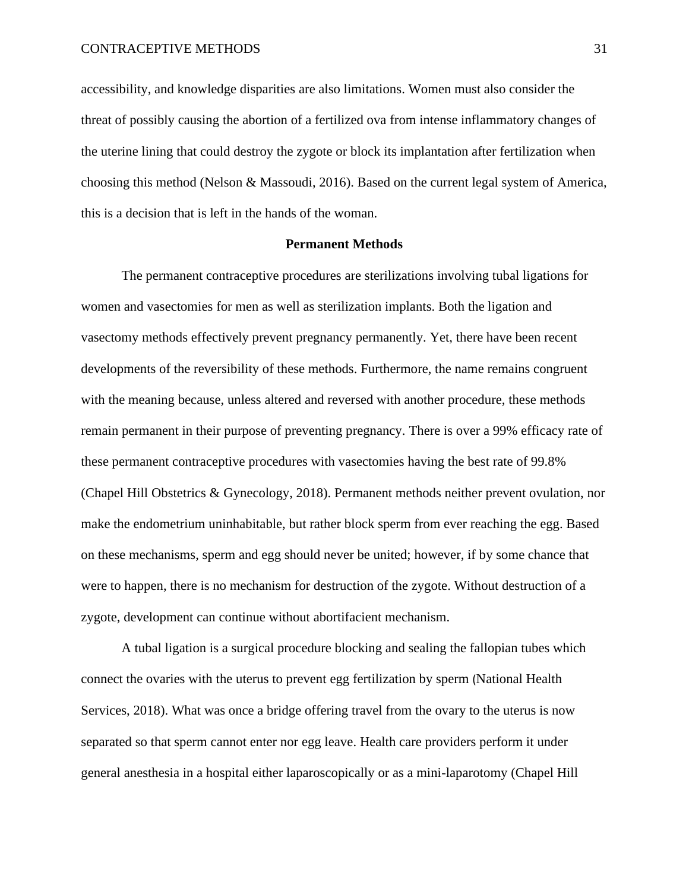accessibility, and knowledge disparities are also limitations. Women must also consider the threat of possibly causing the abortion of a fertilized ova from intense inflammatory changes of the uterine lining that could destroy the zygote or block its implantation after fertilization when choosing this method (Nelson & Massoudi, 2016). Based on the current legal system of America, this is a decision that is left in the hands of the woman.

## Permanent Methods

The permanent contraceptive procedures are sterilizations involving tubal ligations for women and vasectomies for men as well as sterilization implants. Both the ligation and vasectomy methods effectively prevent pregnancy permanently. Yet, there have been recent developments of the reversibility of these methods. Furthermore, the name remains congruent with the meaning because, unless altered and reversed with another procedure, these methods remain permanent in their purpose of preventing pregnancy. There is over a 99% efficacy rate of these permanent contraceptive procedures with vasectomies having the best rate of 99.8% (Chapel Hill Obstetrics & Gynecology, 2018). Permanent methods neither prevent ovulation, nor make the endometrium uninhabitable, but rather block sperm from ever reaching the egg. Based on these mechanisms, sperm and egg should never be united; however, if by some chance that were to happen, there is no mechanism for destruction of the zygote. Without destruction of a zygote, development can continue without abortifacient mechanism.

A tubal ligation is a surgical procedure blocking and sealing the fallopian tubes which connect the ovaries with the uterus to prevent egg fertilization by sperm (National Health Services, 2018). What was once a bridge offering travel from the ovary to the uterus is now separated so that sperm cannot enter nor egg leave. Health care providers perform it under general anesthesia in a hospital either laparoscopically or as a mini-laparotomy (Chapel Hill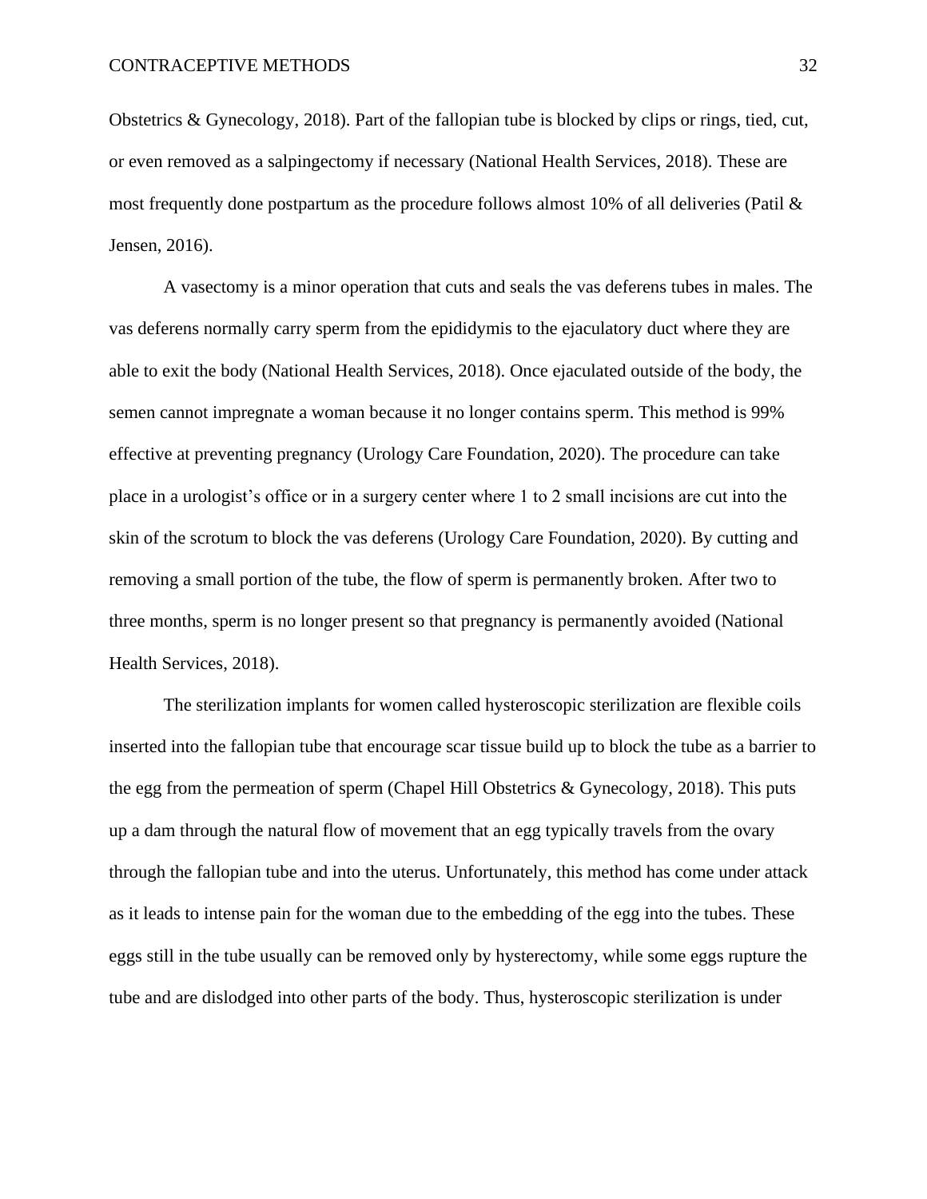Obstetrics & Gynecology, 2018). Part of the fallopian tube is blocked by clips or rings, tied, cut, or even removed as a salpingectomy if necessary (National Health Services, 2018). These are most frequently done postpartum as the procedure follows almost 10% of all deliveries (Patil & Jensen, 2016).

A vasectomy is a minor operation that cuts and seals the vas deferens tubes in males. The vas deferens normally carry sperm from the epididymis to the ejaculatory duct where they are able to exit the body (National Health Services, 2018). Once ejaculated outside of the body, the semen cannot impregnate a woman because it no longer contains sperm. This method is 99% effective at preventing pregnancy (Urology Care Foundation, 2020). The procedure can take place in a urologist's office or in a surgery center where 1 to 2 small incisions are cut into the skin of the scrotum to block the vas deferens (Urology Care Foundation, 2020). By cutting and removing a small portion of the tube, the flow of sperm is permanently broken. After two to three months, sperm is no longer present so that pregnancy is permanently avoided (National Health Services, 2018).

The sterilization implants for women called hysteroscopic sterilization are flexible coils inserted into the fallopian tube that encourage scar tissue build up to block the tube as a barrier to the egg from the permeation of sperm (Chapel Hill Obstetrics & Gynecology, 2018). This puts up a dam through the natural flow of movement that an egg typically travels from the ovary through the fallopian tube and into the uterus. Unfortunately, this method has come under attack as it leads to intense pain for the woman due to the embedding of the egg into the tubes. These eggs still in the tube usually can be removed only by hysterectomy, while some eggs rupture the tube and are dislodged into other parts of the body. Thus, hysteroscopic sterilization is under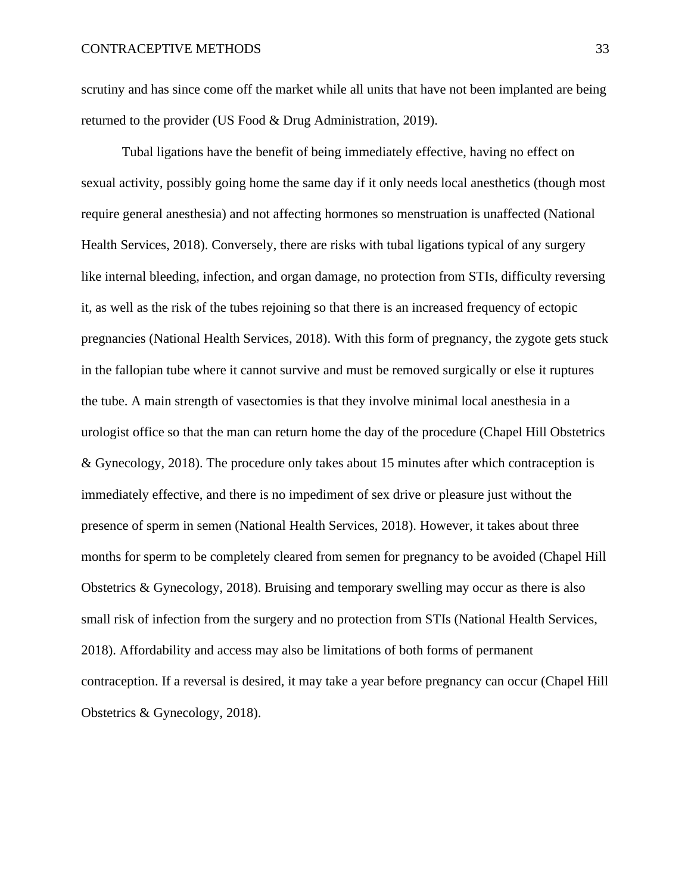scrutiny and has since come off the market while all units that have not been implanted are being returned to the provider (US Food & Drug Administration, 2019).

Tubal ligations have the benefit of being immediately effective, having no effect on sexual activity, possibly going home the same day if it only needs local anesthetics (though most require general anesthesia) and not affecting hormones so menstruation is unaffected (National Health Services, 2018). Conversely, there are risks with tubal ligations typical of any surgery like internal bleeding, infection, and organ damage, no protection from STIs, difficulty reversing it, as well as the risk of the tubes rejoining so that there is an increased frequency of ectopic pregnancies (National Health Services, 2018). With this form of pregnancy, the zygote gets stuck in the fallopian tube where it cannot survive and must be removed surgically or else it ruptures the tube. A main strength of vasectomies is that they involve minimal local anesthesia in a urologist office so that the man can return home the day of the procedure (Chapel Hill Obstetrics & Gynecology, 2018). The procedure only takes about 15 minutes after which contraception is immediately effective, and there is no impediment of sex drive or pleasure just without the presence of sperm in semen (National Health Services, 2018). However, it takes about three months for sperm to be completely cleared from semen for pregnancy to be avoided (Chapel Hill Obstetrics & Gynecology, 2018). Bruising and temporary swelling may occur as there is also small risk of infection from the surgery and no protection from STIs (National Health Services, 2018). Affordability and access may also be limitations of both forms of permanent contraception. If a reversal is desired, it may take a year before pregnancy can occur (Chapel Hill Obstetrics & Gynecology, 2018).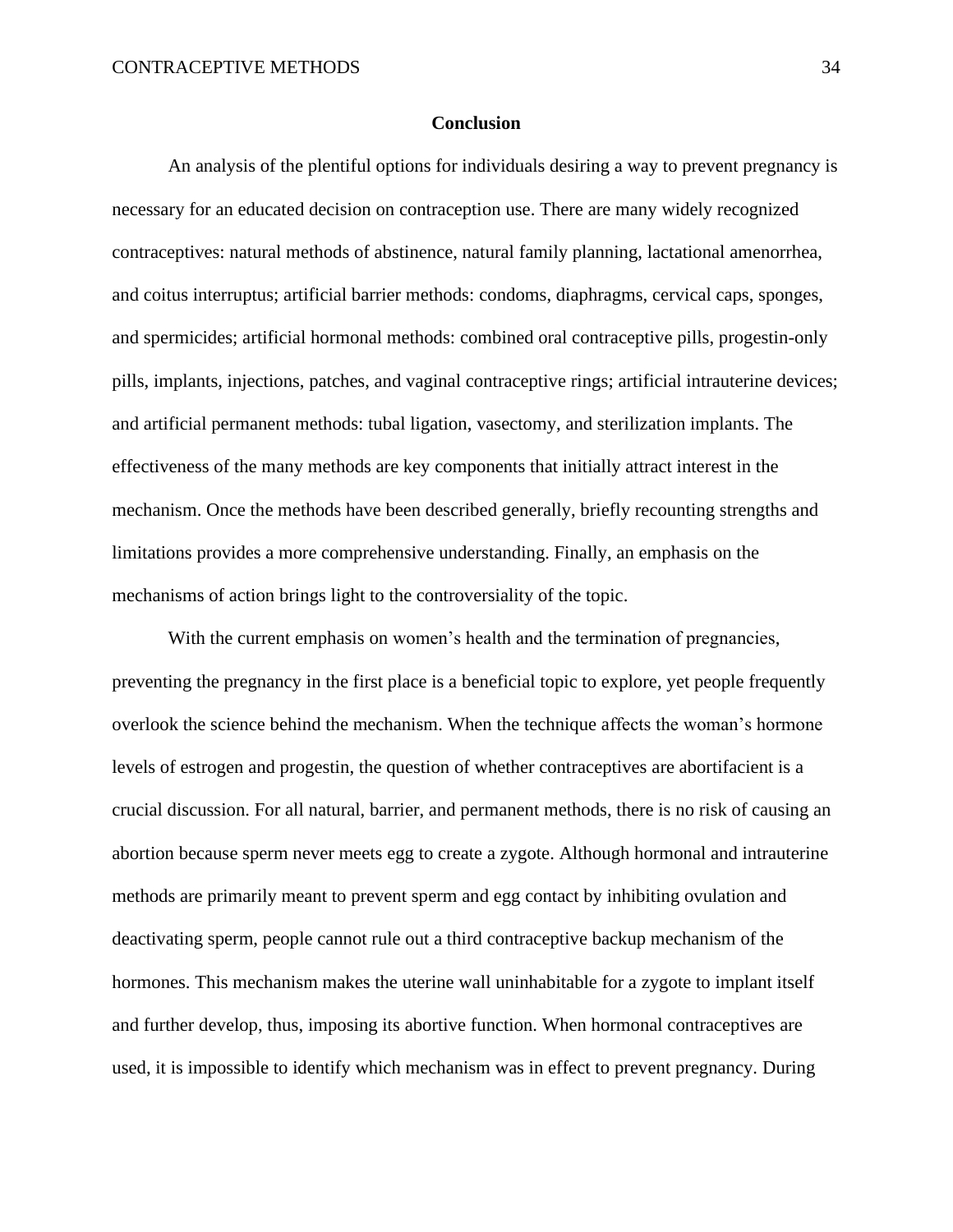## Conclusion

An analysis of the plentiful options for individuals desiring a way to prevent pregnancy is necessary for an educated decision on contraception use. There are many widely recognized contraceptives: natural methods of abstinence, natural family planning, lactational amenorrhea, and coitus interruptus; artificial barrier methods: condoms, diaphragms, cervical caps, sponges, and spermicides; artificial hormonal methods: combined oral contraceptive pills, progestin-only pills, implants, injections, patches, and vaginal contraceptive rings; artificial intrauterine devices; and artificial permanent methods: tubal ligation, vasectomy, and sterilization implants. The effectiveness of the many methods are key components that initially attract interest in the mechanism. Once the methods have been described generally, briefly recounting strengths and limitations provides a more comprehensive understanding. Finally, an emphasis on the mechanisms of action brings light to the controversiality of the topic.

With the current emphasis on women's health and the termination of pregnancies, preventing the pregnancy in the first place is a beneficial topic to explore, yet people frequently overlook the science behind the mechanism. When the technique affects the woman's hormone levels of estrogen and progestin, the question of whether contraceptives are abortifacient is a crucial discussion. For all natural, barrier, and permanent methods, there is no risk of causing an abortion because sperm never meets egg to create a zygote. Although hormonal and intrauterine methods are primarily meant to prevent sperm and egg contact by inhibiting ovulation and deactivating sperm, people cannot rule out a third contraceptive backup mechanism of the hormones. This mechanism makes the uterine wall uninhabitable for a zygote to implant itself and further develop, thus, imposing its abortive function. When hormonal contraceptives are used, it is impossible to identify which mechanism was in effect to prevent pregnancy. During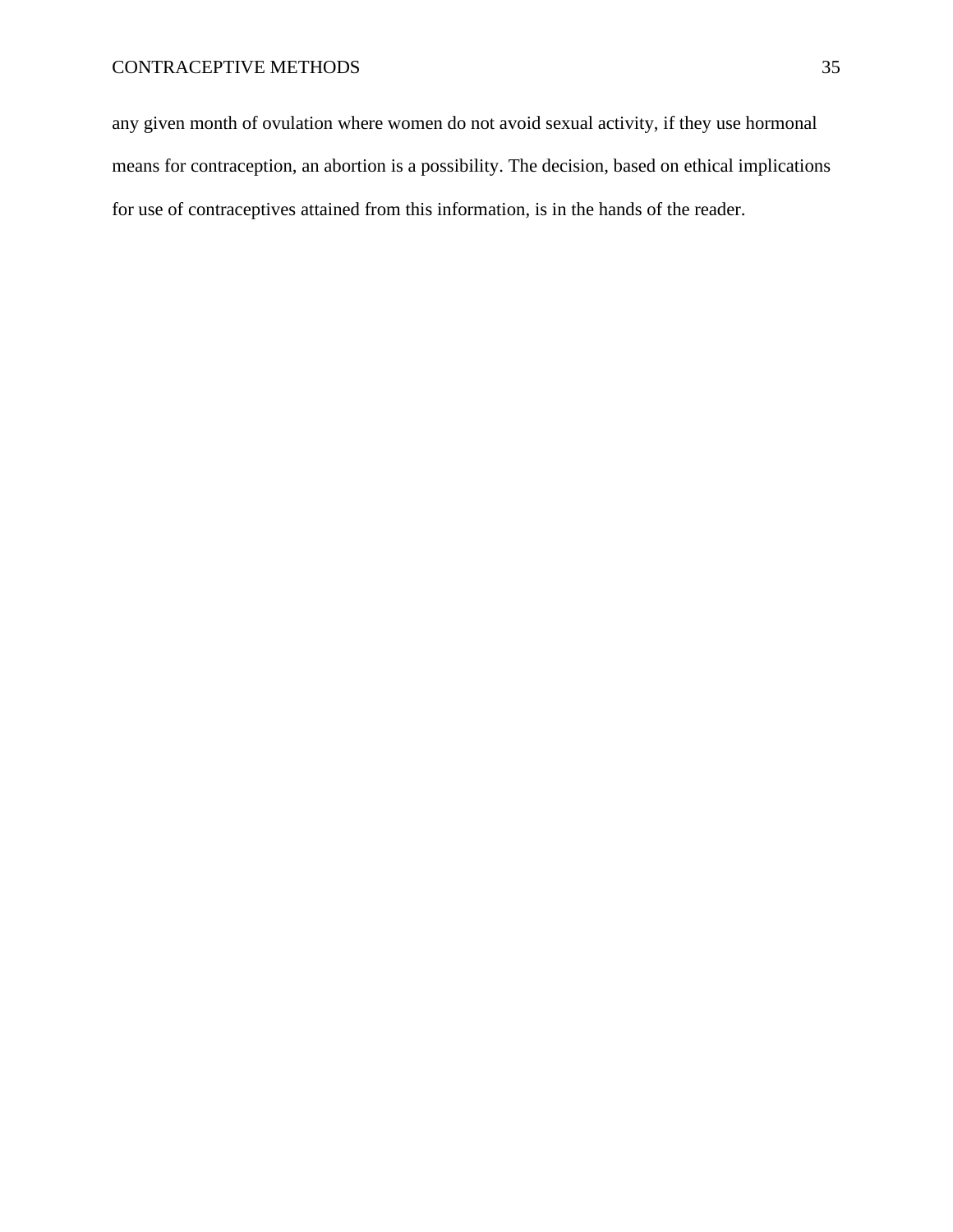any given month of ovulation where women do not avoid sexual activity, if they use hormonal means for contraception, an abortion is a possibility. The decision, based on ethical implications for use of contraceptives attained from this information, is in the hands of the reader.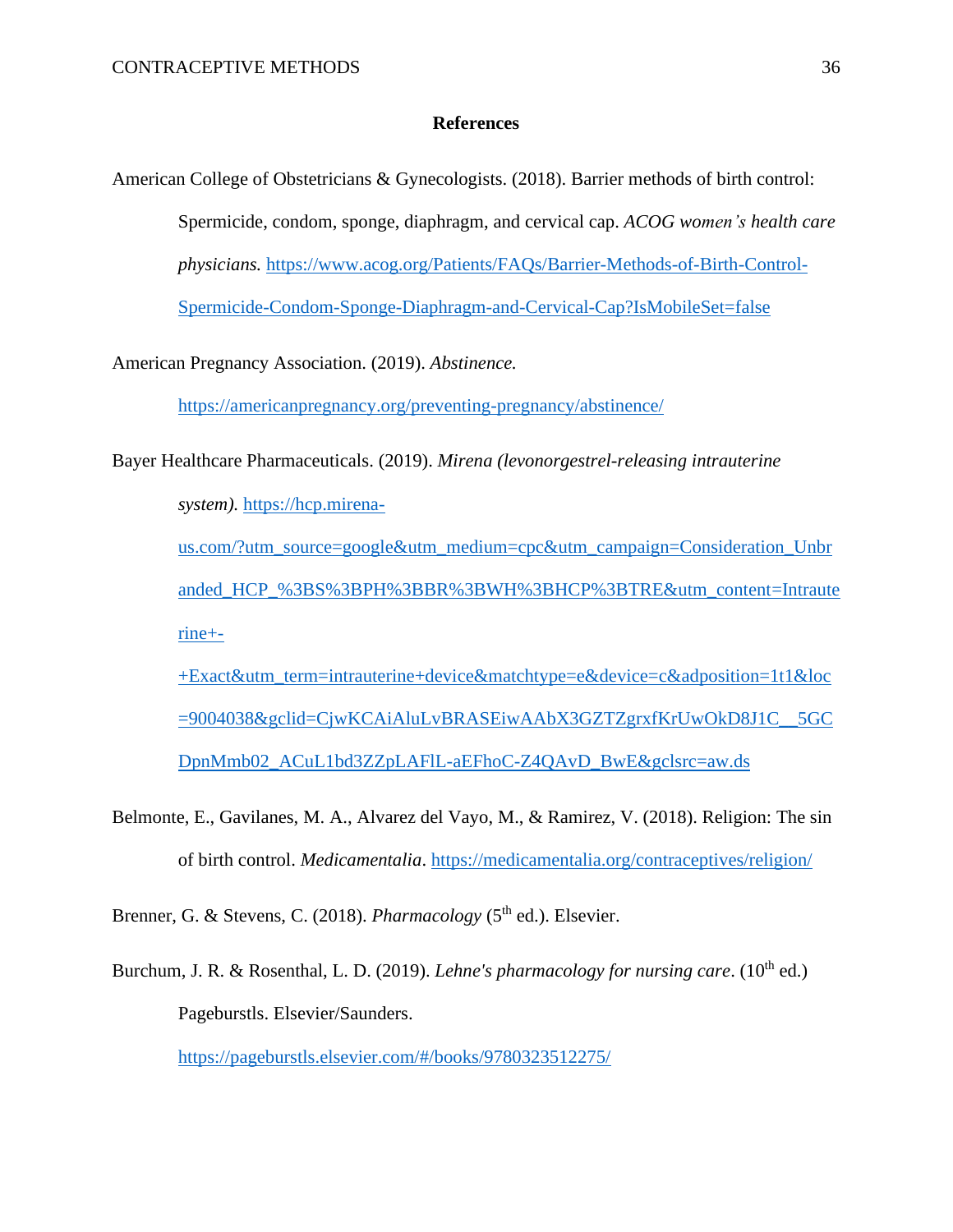# References

American College of Obstetricians & Gynecologists. (2018). Barrier methods of birth control: Spermicide, condom, sponge, diaphragm, and cervical cap. *ACOG women's health care physicians.* https://www.acog.org/Patients/FAQs/Barrier-Methods-of-Birth-Control-Spermicide-Condom-Sponge-Diaphragm-and-Cervical-Cap?IsMobileSet=false

American Pregnancy Association. (2019). *Abstinence.* https://americanpregnancy.org/preventing-pregnancy/abstinence/

Bayer Healthcare Pharmaceuticals. (2019). *Mirena (levonorgestrel-releasing intrauterine system).* https://hcp.mirena-us.com/?utm_source=google&utm_medium=cpc&utm_campaign=Consideration_Unbranded_HCP_%3BS%3BPH%3BBR%3BWH%3BHCP%3BTRE&utm_content=Intrauterine+-+Exact&utm_term=intrauterine+device&matchtype=e&device=c&adposition=1t1&loc=9004038&gclid=CjwKCAiAluLvBRASEiwAAbX3GZTZgrxfKrUwOkD8J1C__5GCDpnMmb02_ACuL1bd3ZZpLAFlL-aEFhoC-Z4QAvD_BwE&gclsrc=aw.ds

Belmonte, E., Gavilanes, M. A., Alvarez del Vayo, M., & Ramirez, V. (2018). Religion: The sin of birth control. *Medicamentalia*. https://medicamentalia.org/contraceptives/religion/

Brenner, G. & Stevens, C. (2018). *Pharmacology* (5th ed.). Elsevier.

Burchum, J. R. & Rosenthal, L. D. (2019). *Lehne's pharmacology for nursing care*. (10th ed.) Pageburstls. Elsevier/Saunders. https://pageburstls.elsevier.com/#/books/9780323512275/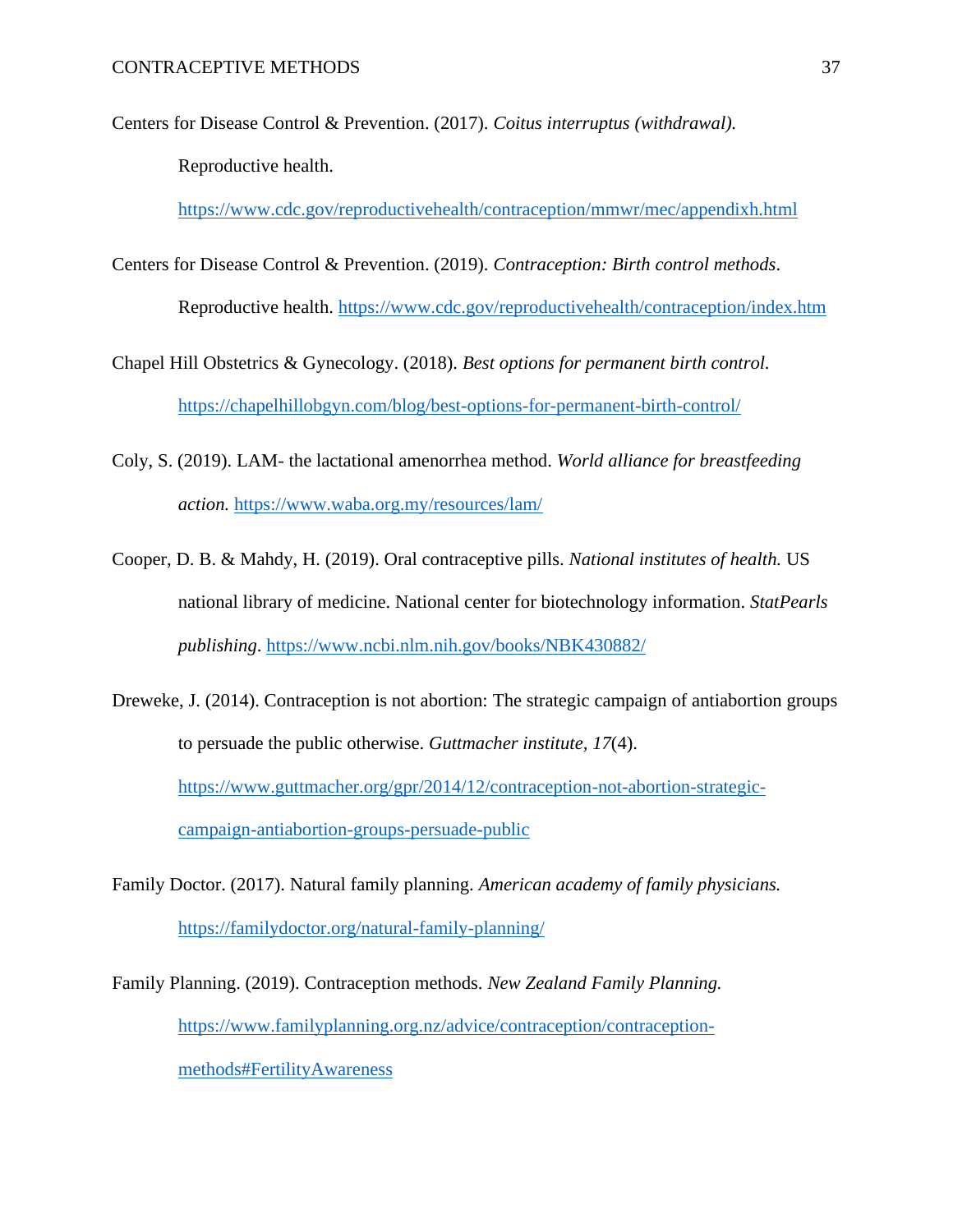Centers for Disease Control & Prevention. (2017). *Coitus interruptus (withdrawal).* Reproductive health. https://www.cdc.gov/reproductivehealth/contraception/mmwr/mec/appendixh.html

Centers for Disease Control & Prevention. (2019). *Contraception: Birth control methods*. Reproductive health. https://www.cdc.gov/reproductivehealth/contraception/index.htm

Chapel Hill Obstetrics & Gynecology. (2018). *Best options for permanent birth control.* https://chapelhillobgyn.com/blog/best-options-for-permanent-birth-control/

Coly, S. (2019). LAM- the lactational amenorrhea method. *World alliance for breastfeeding action.* https://www.waba.org.my/resources/lam/

Cooper, D. B. & Mahdy, H. (2019). Oral contraceptive pills. *National institutes of health.* US national library of medicine. National center for biotechnology information. *StatPearls publishing*. https://www.ncbi.nlm.nih.gov/books/NBK430882/

Dreweke, J. (2014). Contraception is not abortion: The strategic campaign of antiabortion groups to persuade the public otherwise. *Guttmacher institute, 17*(4). https://www.guttmacher.org/gpr/2014/12/contraception-not-abortion-strategic-campaign-antiabortion-groups-persuade-public

Family Doctor. (2017). Natural family planning. *American academy of family physicians.* https://familydoctor.org/natural-family-planning/

Family Planning. (2019). Contraception methods. *New Zealand Family Planning.* https://www.familyplanning.org.nz/advice/contraception/contraception-methods#FertilityAwareness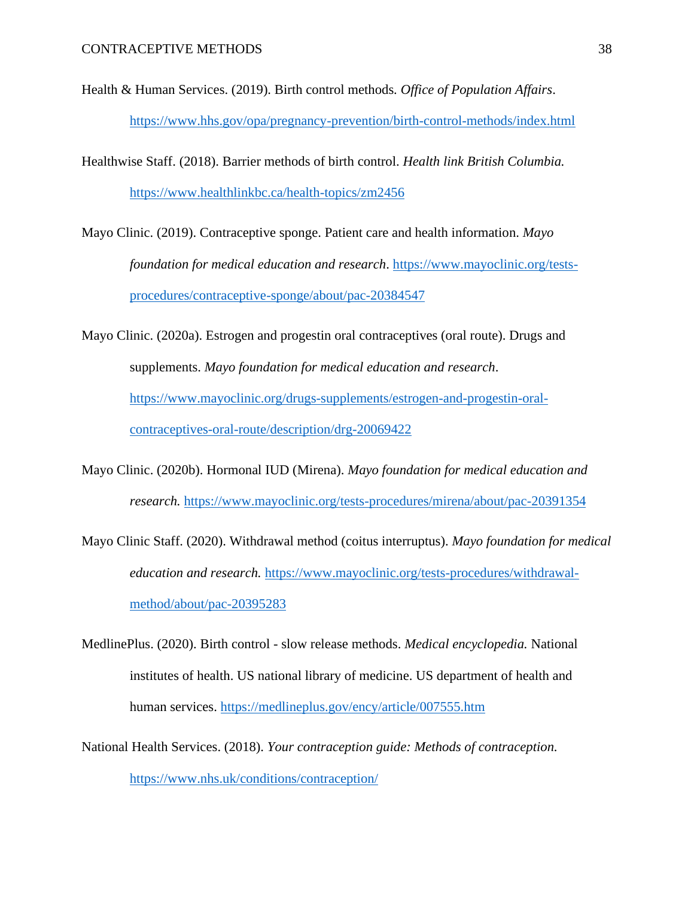Health & Human Services. (2019). Birth control methods. *Office of Population Affairs*. https://www.hhs.gov/opa/pregnancy-prevention/birth-control-methods/index.html

Healthwise Staff. (2018). Barrier methods of birth control. *Health link British Columbia.* https://www.healthlinkbc.ca/health-topics/zm2456

Mayo Clinic. (2019). Contraceptive sponge. Patient care and health information. *Mayo foundation for medical education and research*. https://www.mayoclinic.org/tests-procedures/contraceptive-sponge/about/pac-20384547

Mayo Clinic. (2020a). Estrogen and progestin oral contraceptives (oral route). Drugs and supplements. *Mayo foundation for medical education and research*. https://www.mayoclinic.org/drugs-supplements/estrogen-and-progestin-oral-contraceptives-oral-route/description/drg-20069422

Mayo Clinic. (2020b). Hormonal IUD (Mirena). *Mayo foundation for medical education and research.* https://www.mayoclinic.org/tests-procedures/mirena/about/pac-20391354

Mayo Clinic Staff. (2020). Withdrawal method (coitus interruptus). *Mayo foundation for medical education and research.* https://www.mayoclinic.org/tests-procedures/withdrawal-method/about/pac-20395283

MedlinePlus. (2020). Birth control - slow release methods. *Medical encyclopedia.* National institutes of health. US national library of medicine. US department of health and human services. https://medlineplus.gov/ency/article/007555.htm

National Health Services. (2018). *Your contraception guide: Methods of contraception.* https://www.nhs.uk/conditions/contraception/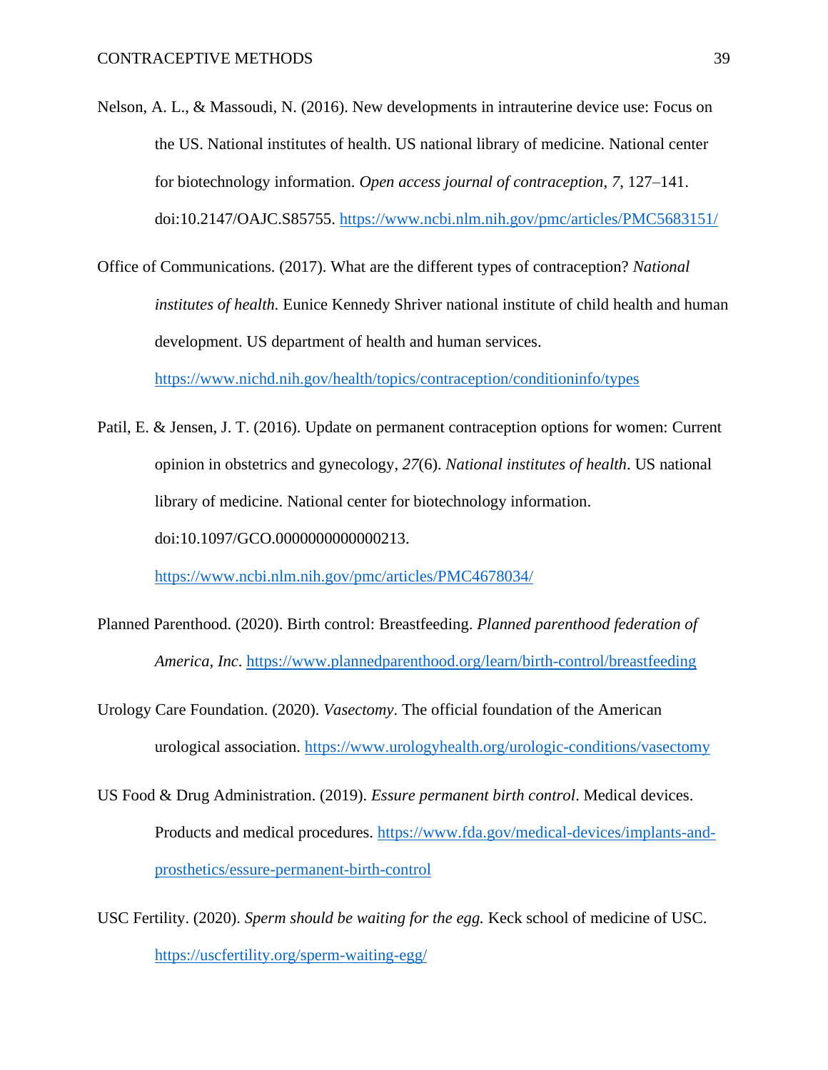Nelson, A. L., & Massoudi, N. (2016). New developments in intrauterine device use: Focus on the US. National institutes of health. US national library of medicine. National center for biotechnology information. *Open access journal of contraception*, *7*, 127–141. doi:10.2147/OAJC.S85755. https://www.ncbi.nlm.nih.gov/pmc/articles/PMC5683151/

Office of Communications. (2017). What are the different types of contraception? *National institutes of health.* Eunice Kennedy Shriver national institute of child health and human development. US department of health and human services. https://www.nichd.nih.gov/health/topics/contraception/conditioninfo/types

Patil, E. & Jensen, J. T. (2016). Update on permanent contraception options for women: Current opinion in obstetrics and gynecology, *27*(6). *National institutes of health*. US national library of medicine. National center for biotechnology information. doi:10.1097/GCO.0000000000000213. https://www.ncbi.nlm.nih.gov/pmc/articles/PMC4678034/

Planned Parenthood. (2020). Birth control: Breastfeeding. *Planned parenthood federation of America, Inc*. https://www.plannedparenthood.org/learn/birth-control/breastfeeding

Urology Care Foundation. (2020). *Vasectomy*. The official foundation of the American urological association. https://www.urologyhealth.org/urologic-conditions/vasectomy

US Food & Drug Administration. (2019). *Essure permanent birth control*. Medical devices. Products and medical procedures. https://www.fda.gov/medical-devices/implants-and-prosthetics/essure-permanent-birth-control

USC Fertility. (2020). *Sperm should be waiting for the egg.* Keck school of medicine of USC. https://uscfertility.org/sperm-waiting-egg/